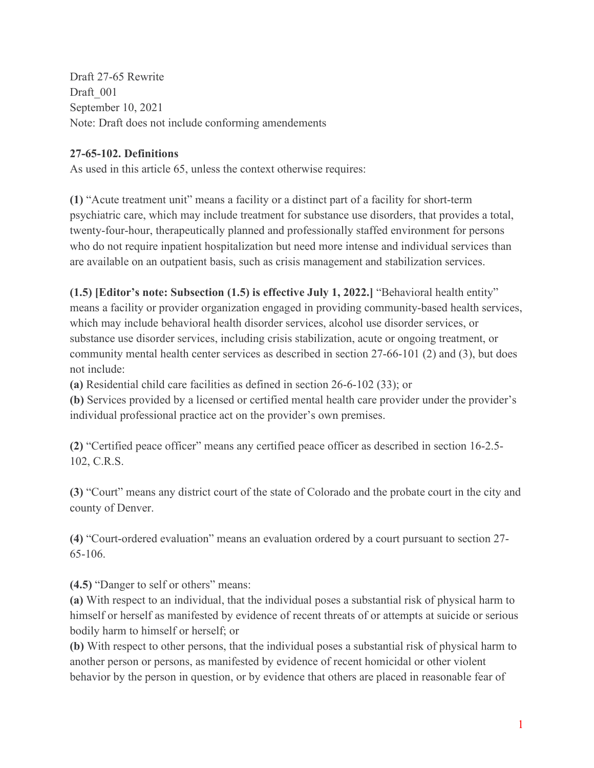Draft 27-65 Rewrite
Draft_001
September 10, 2021
Note: Draft does not include conforming amendements

**27-65-102. Definitions**

As used in this article 65, unless the context otherwise requires:

**(1)** "Acute treatment unit" means a facility or a distinct part of a facility for short-term psychiatric care, which may include treatment for substance use disorders, that provides a total, twenty-four-hour, therapeutically planned and professionally staffed environment for persons who do not require inpatient hospitalization but need more intense and individual services than are available on an outpatient basis, such as crisis management and stabilization services.

**(1.5) [Editor's note: Subsection (1.5) is effective July 1, 2022.]** "Behavioral health entity" means a facility or provider organization engaged in providing community-based health services, which may include behavioral health disorder services, alcohol use disorder services, or substance use disorder services, including crisis stabilization, acute or ongoing treatment, or community mental health center services as described in section 27-66-101 (2) and (3), but does not include:

**(a)** Residential child care facilities as defined in section 26-6-102 (33); or

**(b)** Services provided by a licensed or certified mental health care provider under the provider's individual professional practice act on the provider's own premises.

**(2)** "Certified peace officer" means any certified peace officer as described in section 16-2.5-102, C.R.S.

**(3)** "Court" means any district court of the state of Colorado and the probate court in the city and county of Denver.

**(4)** "Court-ordered evaluation" means an evaluation ordered by a court pursuant to section 27-65-106.

**(4.5)** "Danger to self or others" means:

**(a)** With respect to an individual, that the individual poses a substantial risk of physical harm to himself or herself as manifested by evidence of recent threats of or attempts at suicide or serious bodily harm to himself or herself; or

**(b)** With respect to other persons, that the individual poses a substantial risk of physical harm to another person or persons, as manifested by evidence of recent homicidal or other violent behavior by the person in question, or by evidence that others are placed in reasonable fear of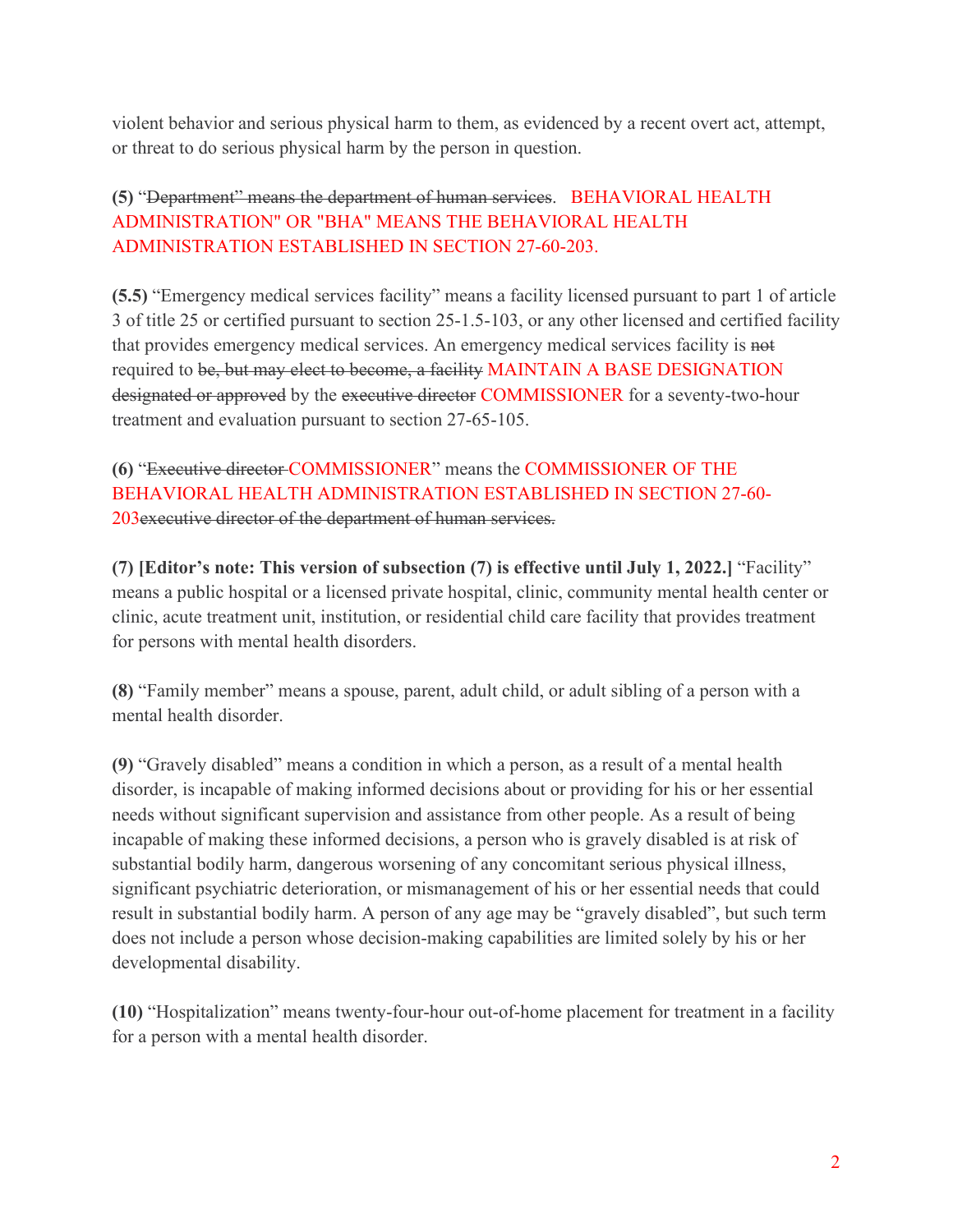violent behavior and serious physical harm to them, as evidenced by a recent overt act, attempt, or threat to do serious physical harm by the person in question.

**(5)** "~~Department" means the department of human services~~. BEHAVIORAL HEALTH ADMINISTRATION" OR "BHA" MEANS THE BEHAVIORAL HEALTH ADMINISTRATION ESTABLISHED IN SECTION 27-60-203.

**(5.5)** "Emergency medical services facility" means a facility licensed pursuant to part 1 of article 3 of title 25 or certified pursuant to section 25-1.5-103, or any other licensed and certified facility that provides emergency medical services. An emergency medical services facility is ~~not~~ required to ~~be, but may elect to become, a facility~~ MAINTAIN A BASE DESIGNATION ~~designated or approved~~ by the ~~executive director~~ COMMISSIONER for a seventy-two-hour treatment and evaluation pursuant to section 27-65-105.

**(6)** "~~Executive director~~ COMMISSIONER" means the COMMISSIONER OF THE BEHAVIORAL HEALTH ADMINISTRATION ESTABLISHED IN SECTION 27-60-203~~executive director of the department of human services.~~

**(7) [Editor's note: This version of subsection (7) is effective until July 1, 2022.]** "Facility" means a public hospital or a licensed private hospital, clinic, community mental health center or clinic, acute treatment unit, institution, or residential child care facility that provides treatment for persons with mental health disorders.

**(8)** "Family member" means a spouse, parent, adult child, or adult sibling of a person with a mental health disorder.

**(9)** "Gravely disabled" means a condition in which a person, as a result of a mental health disorder, is incapable of making informed decisions about or providing for his or her essential needs without significant supervision and assistance from other people. As a result of being incapable of making these informed decisions, a person who is gravely disabled is at risk of substantial bodily harm, dangerous worsening of any concomitant serious physical illness, significant psychiatric deterioration, or mismanagement of his or her essential needs that could result in substantial bodily harm. A person of any age may be "gravely disabled", but such term does not include a person whose decision-making capabilities are limited solely by his or her developmental disability.

**(10)** "Hospitalization" means twenty-four-hour out-of-home placement for treatment in a facility for a person with a mental health disorder.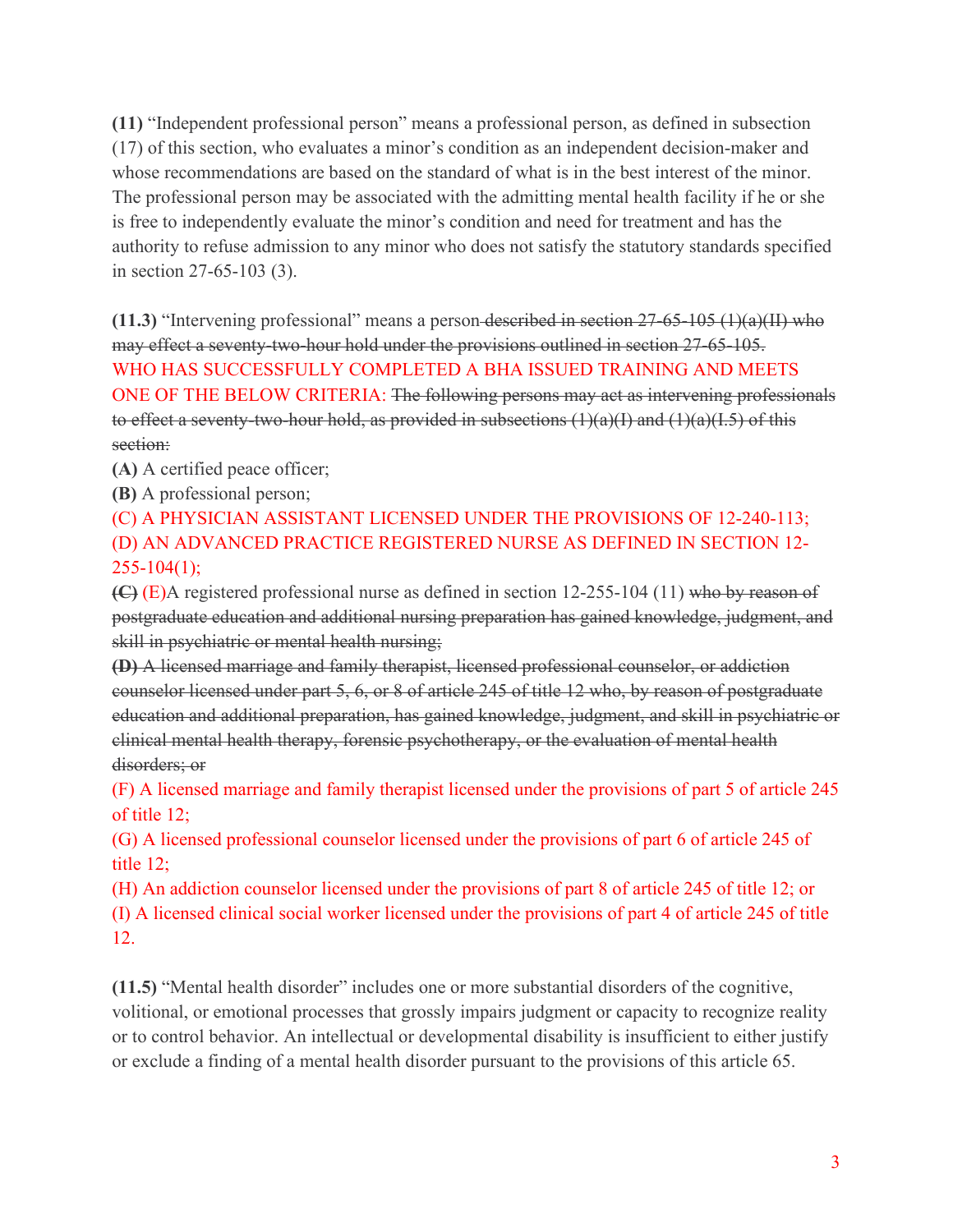**(11)** "Independent professional person" means a professional person, as defined in subsection (17) of this section, who evaluates a minor's condition as an independent decision-maker and whose recommendations are based on the standard of what is in the best interest of the minor. The professional person may be associated with the admitting mental health facility if he or she is free to independently evaluate the minor's condition and need for treatment and has the authority to refuse admission to any minor who does not satisfy the statutory standards specified in section 27-65-103 (3).

**(11.3)** "Intervening professional" means a person ~~described in section 27-65-105 (1)(a)(II) who may effect a seventy-two-hour hold under the provisions outlined in section 27-65-105.~~ WHO HAS SUCCESSFULLY COMPLETED A BHA ISSUED TRAINING AND MEETS ONE OF THE BELOW CRITERIA: ~~The following persons may act as intervening professionals to effect a seventy-two-hour hold, as provided in subsections (1)(a)(I) and (1)(a)(I.5) of this section:~~

**(A)** A certified peace officer;

**(B)** A professional person;

(C) A PHYSICIAN ASSISTANT LICENSED UNDER THE PROVISIONS OF 12-240-113;

(D) AN ADVANCED PRACTICE REGISTERED NURSE AS DEFINED IN SECTION 12-255-104(1);

~~**(C)**~~ (E)A registered professional nurse as defined in section 12-255-104 (11) ~~who by reason of postgraduate education and additional nursing preparation has gained knowledge, judgment, and skill in psychiatric or mental health nursing;~~

~~**(D)** A licensed marriage and family therapist, licensed professional counselor, or addiction counselor licensed under part 5, 6, or 8 of article 245 of title 12 who, by reason of postgraduate education and additional preparation, has gained knowledge, judgment, and skill in psychiatric or clinical mental health therapy, forensic psychotherapy, or the evaluation of mental health disorders; or~~

(F) A licensed marriage and family therapist licensed under the provisions of part 5 of article 245 of title 12;

(G) A licensed professional counselor licensed under the provisions of part 6 of article 245 of title 12;

(H) An addiction counselor licensed under the provisions of part 8 of article 245 of title 12; or

(I) A licensed clinical social worker licensed under the provisions of part 4 of article 245 of title 12.

**(11.5)** "Mental health disorder" includes one or more substantial disorders of the cognitive, volitional, or emotional processes that grossly impairs judgment or capacity to recognize reality or to control behavior. An intellectual or developmental disability is insufficient to either justify or exclude a finding of a mental health disorder pursuant to the provisions of this article 65.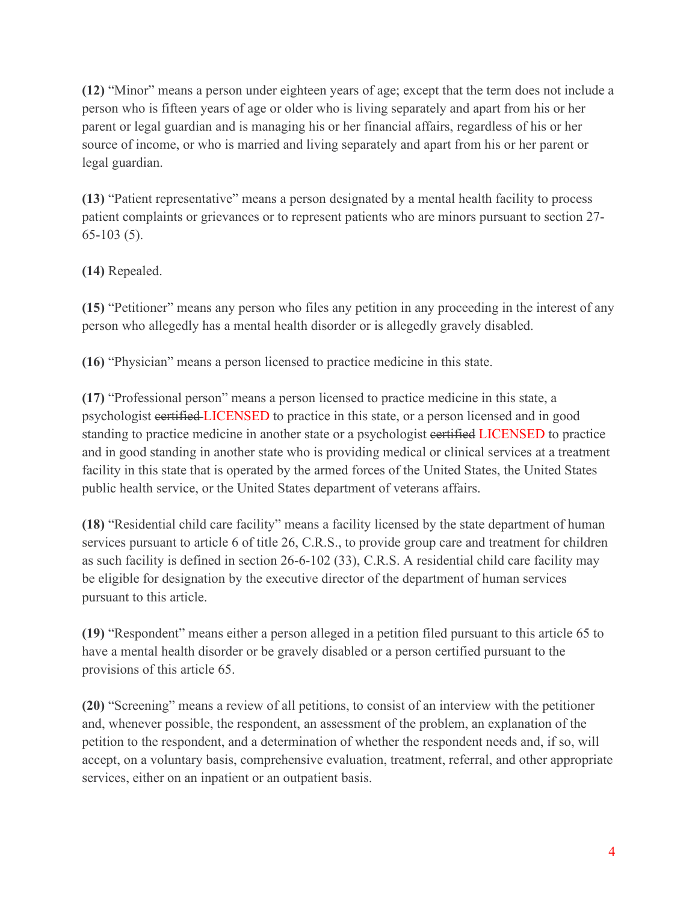**(12)** "Minor" means a person under eighteen years of age; except that the term does not include a person who is fifteen years of age or older who is living separately and apart from his or her parent or legal guardian and is managing his or her financial affairs, regardless of his or her source of income, or who is married and living separately and apart from his or her parent or legal guardian.

**(13)** "Patient representative" means a person designated by a mental health facility to process patient complaints or grievances or to represent patients who are minors pursuant to section 27-65-103 (5).

**(14)** Repealed.

**(15)** "Petitioner" means any person who files any petition in any proceeding in the interest of any person who allegedly has a mental health disorder or is allegedly gravely disabled.

**(16)** "Physician" means a person licensed to practice medicine in this state.

**(17)** "Professional person" means a person licensed to practice medicine in this state, a psychologist ~~certified~~ LICENSED to practice in this state, or a person licensed and in good standing to practice medicine in another state or a psychologist ~~certified~~ LICENSED to practice and in good standing in another state who is providing medical or clinical services at a treatment facility in this state that is operated by the armed forces of the United States, the United States public health service, or the United States department of veterans affairs.

**(18)** "Residential child care facility" means a facility licensed by the state department of human services pursuant to article 6 of title 26, C.R.S., to provide group care and treatment for children as such facility is defined in section 26-6-102 (33), C.R.S. A residential child care facility may be eligible for designation by the executive director of the department of human services pursuant to this article.

**(19)** "Respondent" means either a person alleged in a petition filed pursuant to this article 65 to have a mental health disorder or be gravely disabled or a person certified pursuant to the provisions of this article 65.

**(20)** "Screening" means a review of all petitions, to consist of an interview with the petitioner and, whenever possible, the respondent, an assessment of the problem, an explanation of the petition to the respondent, and a determination of whether the respondent needs and, if so, will accept, on a voluntary basis, comprehensive evaluation, treatment, referral, and other appropriate services, either on an inpatient or an outpatient basis.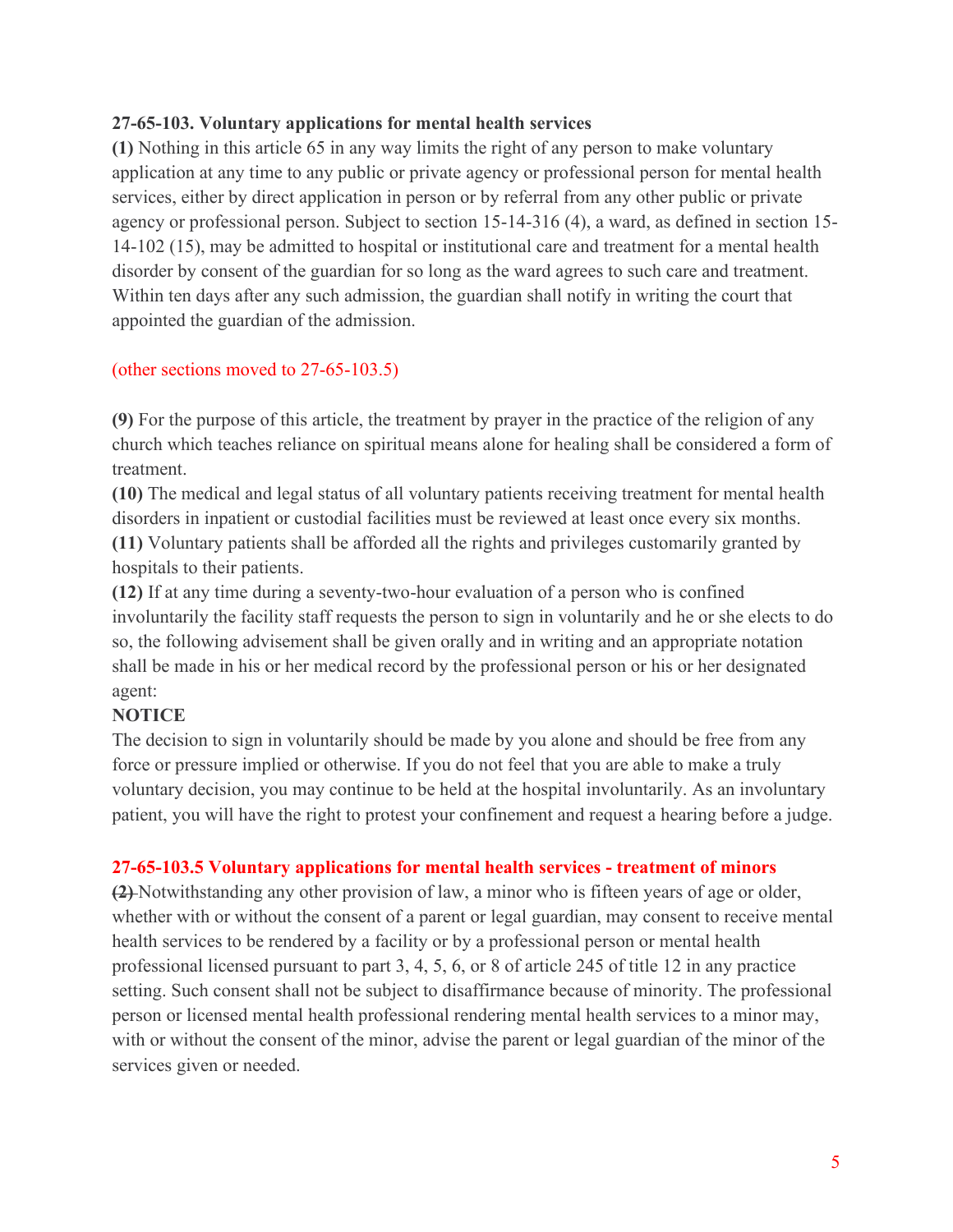**27-65-103. Voluntary applications for mental health services**

**(1)** Nothing in this article 65 in any way limits the right of any person to make voluntary application at any time to any public or private agency or professional person for mental health services, either by direct application in person or by referral from any other public or private agency or professional person. Subject to section 15-14-316 (4), a ward, as defined in section 15-14-102 (15), may be admitted to hospital or institutional care and treatment for a mental health disorder by consent of the guardian for so long as the ward agrees to such care and treatment. Within ten days after any such admission, the guardian shall notify in writing the court that appointed the guardian of the admission.

(other sections moved to 27-65-103.5)

**(9)** For the purpose of this article, the treatment by prayer in the practice of the religion of any church which teaches reliance on spiritual means alone for healing shall be considered a form of treatment.

**(10)** The medical and legal status of all voluntary patients receiving treatment for mental health disorders in inpatient or custodial facilities must be reviewed at least once every six months.

**(11)** Voluntary patients shall be afforded all the rights and privileges customarily granted by hospitals to their patients.

**(12)** If at any time during a seventy-two-hour evaluation of a person who is confined involuntarily the facility staff requests the person to sign in voluntarily and he or she elects to do so, the following advisement shall be given orally and in writing and an appropriate notation shall be made in his or her medical record by the professional person or his or her designated agent:

**NOTICE**

The decision to sign in voluntarily should be made by you alone and should be free from any force or pressure implied or otherwise. If you do not feel that you are able to make a truly voluntary decision, you may continue to be held at the hospital involuntarily. As an involuntary patient, you will have the right to protest your confinement and request a hearing before a judge.

**27-65-103.5 Voluntary applications for mental health services - treatment of minors**

~~**(2)**~~ Notwithstanding any other provision of law, a minor who is fifteen years of age or older, whether with or without the consent of a parent or legal guardian, may consent to receive mental health services to be rendered by a facility or by a professional person or mental health professional licensed pursuant to part 3, 4, 5, 6, or 8 of article 245 of title 12 in any practice setting. Such consent shall not be subject to disaffirmance because of minority. The professional person or licensed mental health professional rendering mental health services to a minor may, with or without the consent of the minor, advise the parent or legal guardian of the minor of the services given or needed.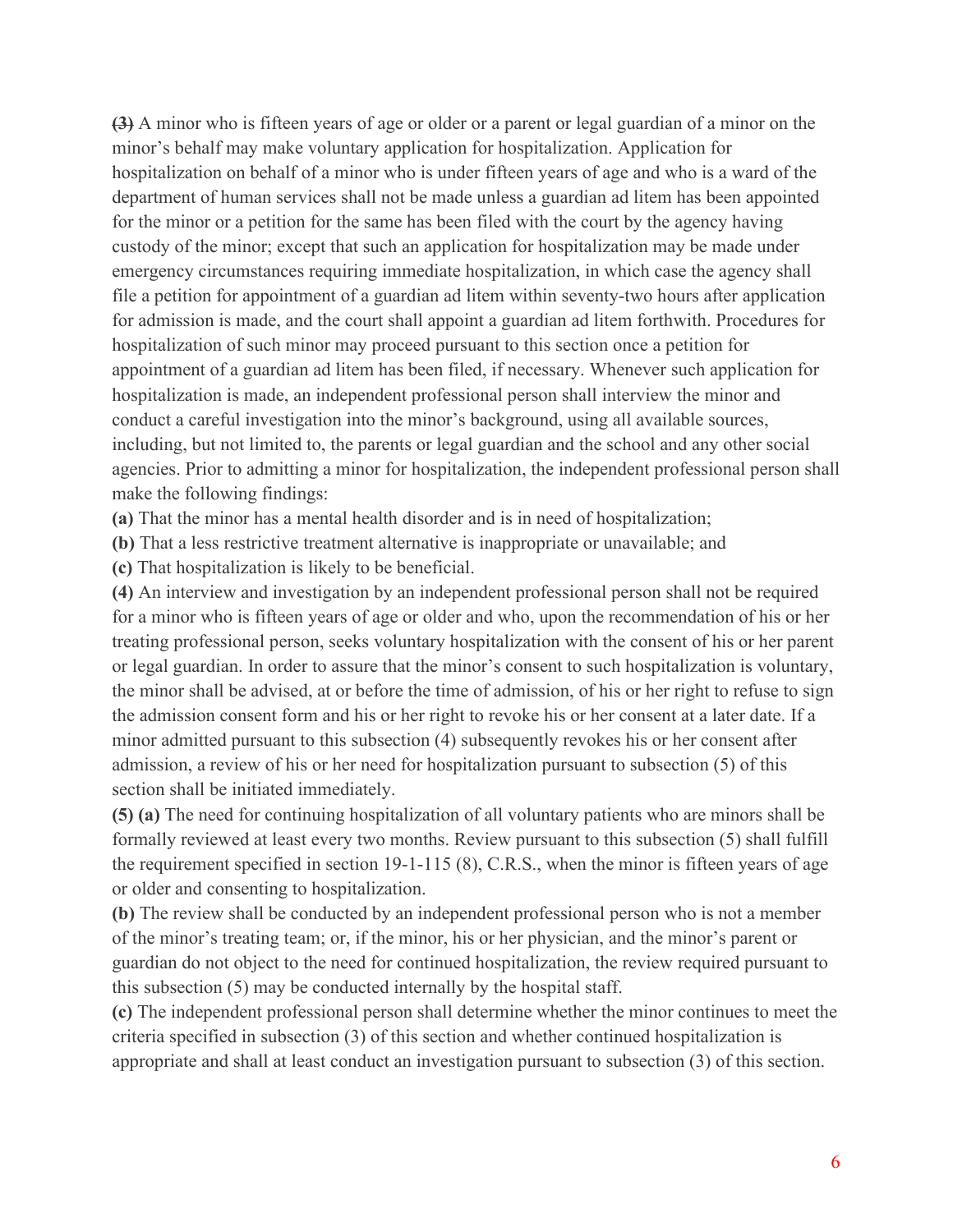~~**(3)**~~ A minor who is fifteen years of age or older or a parent or legal guardian of a minor on the minor's behalf may make voluntary application for hospitalization. Application for hospitalization on behalf of a minor who is under fifteen years of age and who is a ward of the department of human services shall not be made unless a guardian ad litem has been appointed for the minor or a petition for the same has been filed with the court by the agency having custody of the minor; except that such an application for hospitalization may be made under emergency circumstances requiring immediate hospitalization, in which case the agency shall file a petition for appointment of a guardian ad litem within seventy-two hours after application for admission is made, and the court shall appoint a guardian ad litem forthwith. Procedures for hospitalization of such minor may proceed pursuant to this section once a petition for appointment of a guardian ad litem has been filed, if necessary. Whenever such application for hospitalization is made, an independent professional person shall interview the minor and conduct a careful investigation into the minor's background, using all available sources, including, but not limited to, the parents or legal guardian and the school and any other social agencies. Prior to admitting a minor for hospitalization, the independent professional person shall make the following findings:

**(a)** That the minor has a mental health disorder and is in need of hospitalization;

**(b)** That a less restrictive treatment alternative is inappropriate or unavailable; and

**(c)** That hospitalization is likely to be beneficial.

**(4)** An interview and investigation by an independent professional person shall not be required for a minor who is fifteen years of age or older and who, upon the recommendation of his or her treating professional person, seeks voluntary hospitalization with the consent of his or her parent or legal guardian. In order to assure that the minor's consent to such hospitalization is voluntary, the minor shall be advised, at or before the time of admission, of his or her right to refuse to sign the admission consent form and his or her right to revoke his or her consent at a later date. If a minor admitted pursuant to this subsection (4) subsequently revokes his or her consent after admission, a review of his or her need for hospitalization pursuant to subsection (5) of this section shall be initiated immediately.

**(5) (a)** The need for continuing hospitalization of all voluntary patients who are minors shall be formally reviewed at least every two months. Review pursuant to this subsection (5) shall fulfill the requirement specified in section 19-1-115 (8), C.R.S., when the minor is fifteen years of age or older and consenting to hospitalization.

**(b)** The review shall be conducted by an independent professional person who is not a member of the minor's treating team; or, if the minor, his or her physician, and the minor's parent or guardian do not object to the need for continued hospitalization, the review required pursuant to this subsection (5) may be conducted internally by the hospital staff.

**(c)** The independent professional person shall determine whether the minor continues to meet the criteria specified in subsection (3) of this section and whether continued hospitalization is appropriate and shall at least conduct an investigation pursuant to subsection (3) of this section.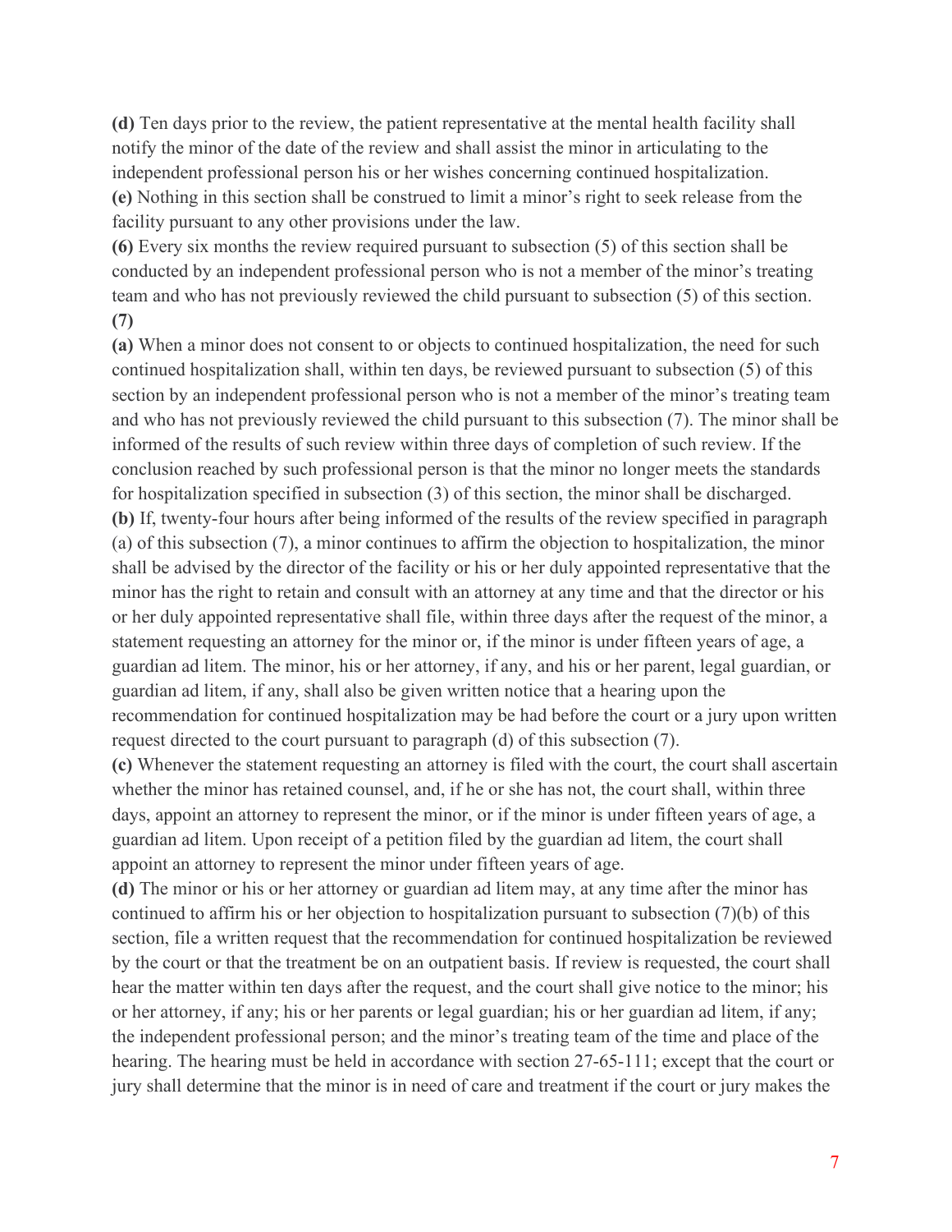**(d)** Ten days prior to the review, the patient representative at the mental health facility shall notify the minor of the date of the review and shall assist the minor in articulating to the independent professional person his or her wishes concerning continued hospitalization.

**(e)** Nothing in this section shall be construed to limit a minor's right to seek release from the facility pursuant to any other provisions under the law.

**(6)** Every six months the review required pursuant to subsection (5) of this section shall be conducted by an independent professional person who is not a member of the minor's treating team and who has not previously reviewed the child pursuant to subsection (5) of this section.

**(7)**

**(a)** When a minor does not consent to or objects to continued hospitalization, the need for such continued hospitalization shall, within ten days, be reviewed pursuant to subsection (5) of this section by an independent professional person who is not a member of the minor's treating team and who has not previously reviewed the child pursuant to this subsection (7). The minor shall be informed of the results of such review within three days of completion of such review. If the conclusion reached by such professional person is that the minor no longer meets the standards for hospitalization specified in subsection (3) of this section, the minor shall be discharged.

**(b)** If, twenty-four hours after being informed of the results of the review specified in paragraph (a) of this subsection (7), a minor continues to affirm the objection to hospitalization, the minor shall be advised by the director of the facility or his or her duly appointed representative that the minor has the right to retain and consult with an attorney at any time and that the director or his or her duly appointed representative shall file, within three days after the request of the minor, a statement requesting an attorney for the minor or, if the minor is under fifteen years of age, a guardian ad litem. The minor, his or her attorney, if any, and his or her parent, legal guardian, or guardian ad litem, if any, shall also be given written notice that a hearing upon the recommendation for continued hospitalization may be had before the court or a jury upon written request directed to the court pursuant to paragraph (d) of this subsection (7).

**(c)** Whenever the statement requesting an attorney is filed with the court, the court shall ascertain whether the minor has retained counsel, and, if he or she has not, the court shall, within three days, appoint an attorney to represent the minor, or if the minor is under fifteen years of age, a guardian ad litem. Upon receipt of a petition filed by the guardian ad litem, the court shall appoint an attorney to represent the minor under fifteen years of age.

**(d)** The minor or his or her attorney or guardian ad litem may, at any time after the minor has continued to affirm his or her objection to hospitalization pursuant to subsection (7)(b) of this section, file a written request that the recommendation for continued hospitalization be reviewed by the court or that the treatment be on an outpatient basis. If review is requested, the court shall hear the matter within ten days after the request, and the court shall give notice to the minor; his or her attorney, if any; his or her parents or legal guardian; his or her guardian ad litem, if any; the independent professional person; and the minor's treating team of the time and place of the hearing. The hearing must be held in accordance with section 27-65-111; except that the court or jury shall determine that the minor is in need of care and treatment if the court or jury makes the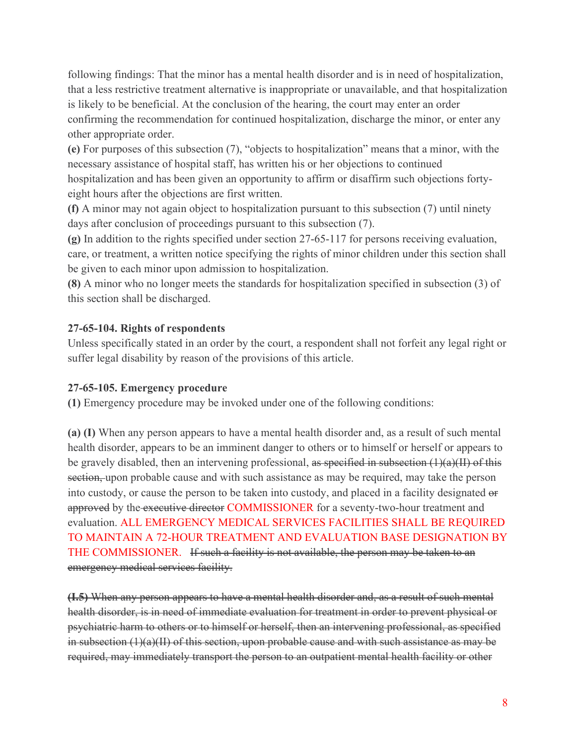following findings: That the minor has a mental health disorder and is in need of hospitalization, that a less restrictive treatment alternative is inappropriate or unavailable, and that hospitalization is likely to be beneficial. At the conclusion of the hearing, the court may enter an order confirming the recommendation for continued hospitalization, discharge the minor, or enter any other appropriate order.

**(e)** For purposes of this subsection (7), "objects to hospitalization" means that a minor, with the necessary assistance of hospital staff, has written his or her objections to continued hospitalization and has been given an opportunity to affirm or disaffirm such objections forty-eight hours after the objections are first written.

**(f)** A minor may not again object to hospitalization pursuant to this subsection (7) until ninety days after conclusion of proceedings pursuant to this subsection (7).

**(g)** In addition to the rights specified under section 27-65-117 for persons receiving evaluation, care, or treatment, a written notice specifying the rights of minor children under this section shall be given to each minor upon admission to hospitalization.

**(8)** A minor who no longer meets the standards for hospitalization specified in subsection (3) of this section shall be discharged.

**27-65-104. Rights of respondents**

Unless specifically stated in an order by the court, a respondent shall not forfeit any legal right or suffer legal disability by reason of the provisions of this article.

**27-65-105. Emergency procedure**

**(1)** Emergency procedure may be invoked under one of the following conditions:

**(a) (I)** When any person appears to have a mental health disorder and, as a result of such mental health disorder, appears to be an imminent danger to others or to himself or herself or appears to be gravely disabled, then an intervening professional, ~~as specified in subsection (1)(a)(II) of this section,~~ upon probable cause and with such assistance as may be required, may take the person into custody, or cause the person to be taken into custody, and placed in a facility designated ~~or approved~~ by the ~~executive director~~ COMMISSIONER for a seventy-two-hour treatment and evaluation. ALL EMERGENCY MEDICAL SERVICES FACILITIES SHALL BE REQUIRED TO MAINTAIN A 72-HOUR TREATMENT AND EVALUATION BASE DESIGNATION BY THE COMMISSIONER. ~~If such a facility is not available, the person may be taken to an emergency medical services facility.~~

~~**(I.5)** When any person appears to have a mental health disorder and, as a result of such mental health disorder, is in need of immediate evaluation for treatment in order to prevent physical or psychiatric harm to others or to himself or herself, then an intervening professional, as specified in subsection (1)(a)(II) of this section, upon probable cause and with such assistance as may be required, may immediately transport the person to an outpatient mental health facility or other~~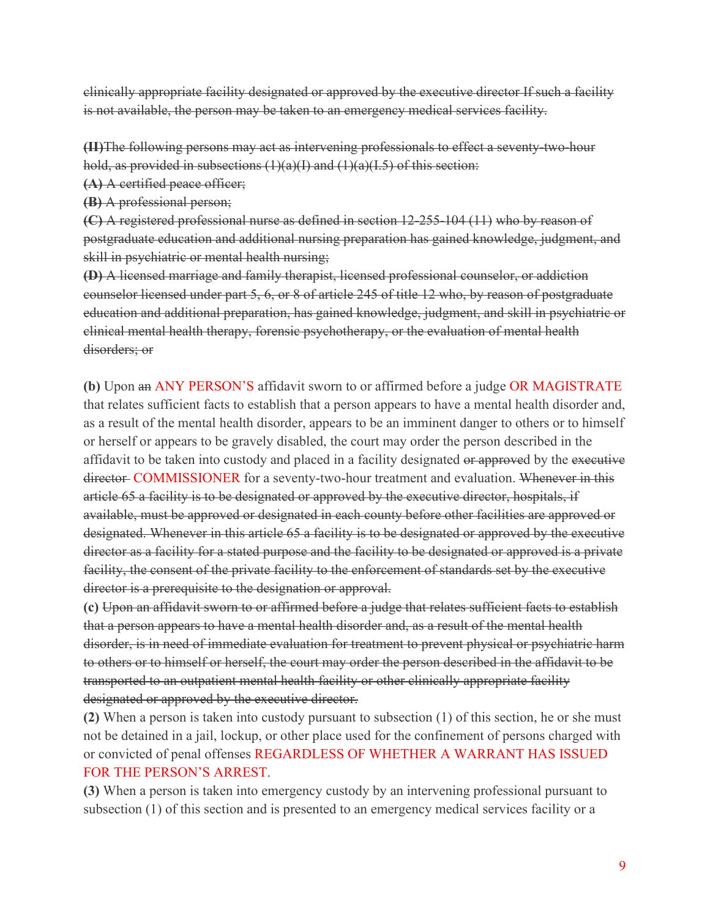~~clinically appropriate facility designated or approved by the executive director If such a facility is not available, the person may be taken to an emergency medical services facility.~~

~~**(II)**The following persons may act as intervening professionals to effect a seventy-two-hour hold, as provided in subsections (1)(a)(I) and (1)(a)(I.5) of this section:~~
~~**(A)** A certified peace officer;~~
~~**(B)** A professional person;~~
~~**(C)** A registered professional nurse as defined in section 12-255-104 (11) who by reason of postgraduate education and additional nursing preparation has gained knowledge, judgment, and skill in psychiatric or mental health nursing;~~
~~**(D)** A licensed marriage and family therapist, licensed professional counselor, or addiction counselor licensed under part 5, 6, or 8 of article 245 of title 12 who, by reason of postgraduate education and additional preparation, has gained knowledge, judgment, and skill in psychiatric or clinical mental health therapy, forensic psychotherapy, or the evaluation of mental health disorders; or~~

**(b)** Upon ~~an~~ ANY PERSON'S affidavit sworn to or affirmed before a judge OR MAGISTRATE that relates sufficient facts to establish that a person appears to have a mental health disorder and, as a result of the mental health disorder, appears to be an imminent danger to others or to himself or herself or appears to be gravely disabled, the court may order the person described in the affidavit to be taken into custody and placed in a facility designated ~~or approved~~ by the ~~executive director~~ COMMISSIONER for a seventy-two-hour treatment and evaluation. ~~Whenever in this article 65 a facility is to be designated or approved by the executive director, hospitals, if available, must be approved or designated in each county before other facilities are approved or designated. Whenever in this article 65 a facility is to be designated or approved by the executive director as a facility for a stated purpose and the facility to be designated or approved is a private facility, the consent of the private facility to the enforcement of standards set by the executive director is a prerequisite to the designation or approval.~~
**(c)** ~~Upon an affidavit sworn to or affirmed before a judge that relates sufficient facts to establish that a person appears to have a mental health disorder and, as a result of the mental health disorder, is in need of immediate evaluation for treatment to prevent physical or psychiatric harm to others or to himself or herself, the court may order the person described in the affidavit to be transported to an outpatient mental health facility or other clinically appropriate facility designated or approved by the executive director.~~
**(2)** When a person is taken into custody pursuant to subsection (1) of this section, he or she must not be detained in a jail, lockup, or other place used for the confinement of persons charged with or convicted of penal offenses REGARDLESS OF WHETHER A WARRANT HAS ISSUED FOR THE PERSON'S ARREST.
**(3)** When a person is taken into emergency custody by an intervening professional pursuant to subsection (1) of this section and is presented to an emergency medical services facility or a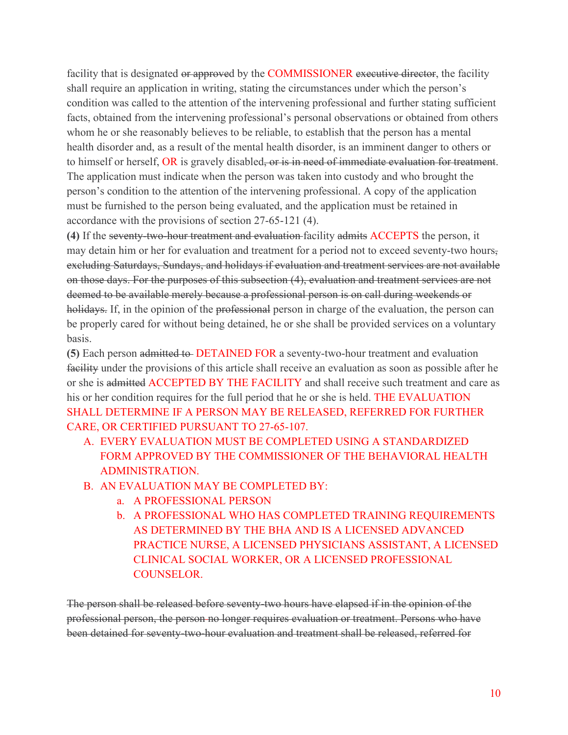facility that is designated ~~or approve~~d by the COMMISSIONER ~~executive director~~, the facility shall require an application in writing, stating the circumstances under which the person's condition was called to the attention of the intervening professional and further stating sufficient facts, obtained from the intervening professional's personal observations or obtained from others whom he or she reasonably believes to be reliable, to establish that the person has a mental health disorder and, as a result of the mental health disorder, is an imminent danger to others or to himself or herself, OR is gravely disabled~~, or is in need of immediate evaluation for treatment~~. The application must indicate when the person was taken into custody and who brought the person's condition to the attention of the intervening professional. A copy of the application must be furnished to the person being evaluated, and the application must be retained in accordance with the provisions of section 27-65-121 (4).

**(4)** If the ~~seventy-two-hour treatment and evaluation~~ facility ~~admits~~ ACCEPTS the person, it may detain him or her for evaluation and treatment for a period not to exceed seventy-two hours~~, excluding Saturdays, Sundays, and holidays if evaluation and treatment services are not available on those days. For the purposes of this subsection (4), evaluation and treatment services are not deemed to be available merely because a professional person is on call during weekends or holidays.~~ If, in the opinion of the ~~professional~~ person in charge of the evaluation, the person can be properly cared for without being detained, he or she shall be provided services on a voluntary basis.

**(5)** Each person ~~admitted to~~ DETAINED FOR a seventy-two-hour treatment and evaluation ~~facility~~ under the provisions of this article shall receive an evaluation as soon as possible after he or she is ~~admitted~~ ACCEPTED BY THE FACILITY and shall receive such treatment and care as his or her condition requires for the full period that he or she is held. THE EVALUATION SHALL DETERMINE IF A PERSON MAY BE RELEASED, REFERRED FOR FURTHER CARE, OR CERTIFIED PURSUANT TO 27-65-107.

A. EVERY EVALUATION MUST BE COMPLETED USING A STANDARDIZED FORM APPROVED BY THE COMMISSIONER OF THE BEHAVIORAL HEALTH ADMINISTRATION.

B. AN EVALUATION MAY BE COMPLETED BY:

   a. A PROFESSIONAL PERSON

   b. A PROFESSIONAL WHO HAS COMPLETED TRAINING REQUIREMENTS AS DETERMINED BY THE BHA AND IS A LICENSED ADVANCED PRACTICE NURSE, A LICENSED PHYSICIANS ASSISTANT, A LICENSED CLINICAL SOCIAL WORKER, OR A LICENSED PROFESSIONAL COUNSELOR.

~~The person shall be released before seventy-two hours have elapsed if in the opinion of the professional person, the person no longer requires evaluation or treatment. Persons who have been detained for seventy-two-hour evaluation and treatment shall be released, referred for~~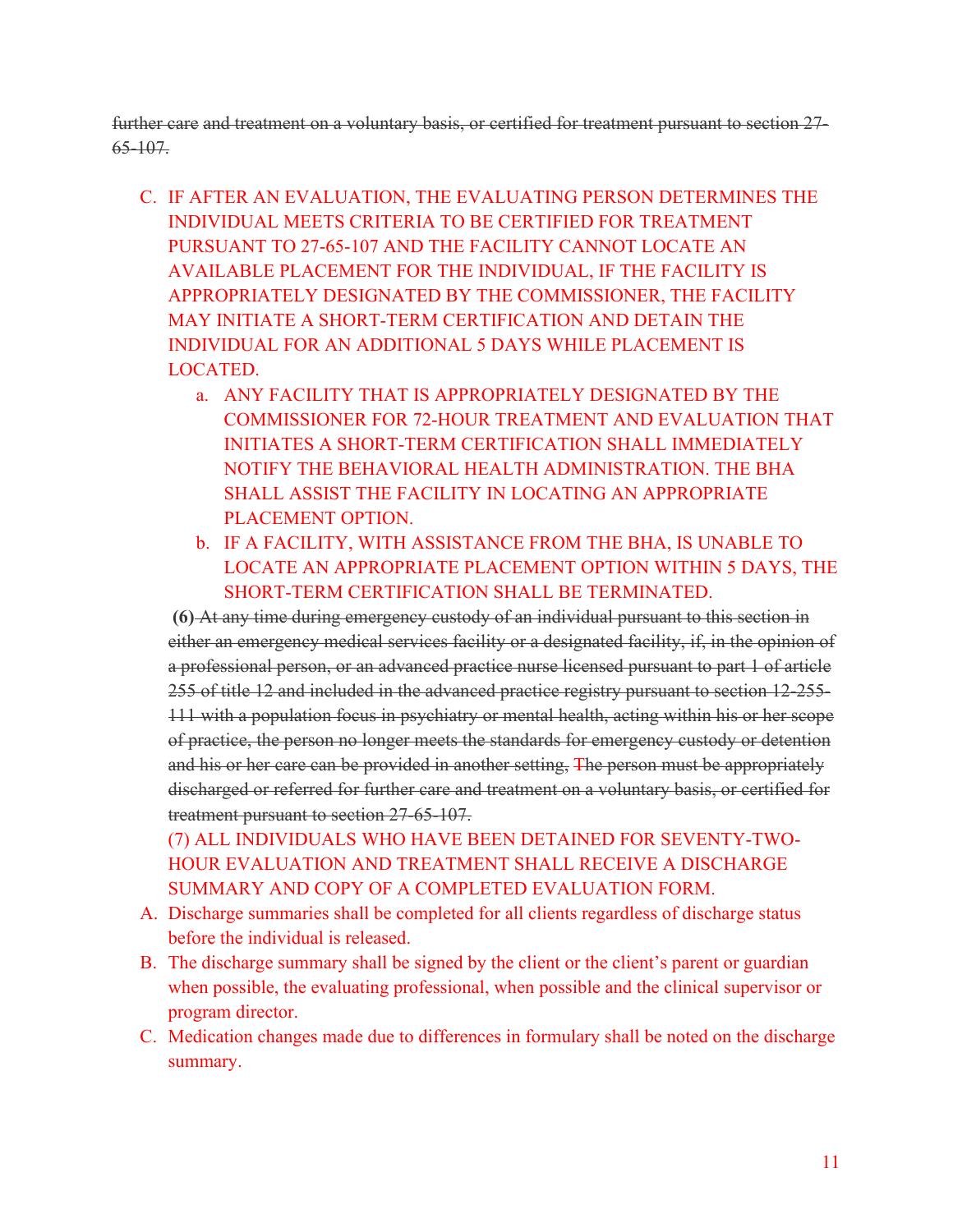~~further care and treatment on a voluntary basis, or certified for treatment pursuant to section 27-65-107.~~

C. IF AFTER AN EVALUATION, THE EVALUATING PERSON DETERMINES THE INDIVIDUAL MEETS CRITERIA TO BE CERTIFIED FOR TREATMENT PURSUANT TO 27-65-107 AND THE FACILITY CANNOT LOCATE AN AVAILABLE PLACEMENT FOR THE INDIVIDUAL, IF THE FACILITY IS APPROPRIATELY DESIGNATED BY THE COMMISSIONER, THE FACILITY MAY INITIATE A SHORT-TERM CERTIFICATION AND DETAIN THE INDIVIDUAL FOR AN ADDITIONAL 5 DAYS WHILE PLACEMENT IS LOCATED.
   a. ANY FACILITY THAT IS APPROPRIATELY DESIGNATED BY THE COMMISSIONER FOR 72-HOUR TREATMENT AND EVALUATION THAT INITIATES A SHORT-TERM CERTIFICATION SHALL IMMEDIATELY NOTIFY THE BEHAVIORAL HEALTH ADMINISTRATION. THE BHA SHALL ASSIST THE FACILITY IN LOCATING AN APPROPRIATE PLACEMENT OPTION.
   b. IF A FACILITY, WITH ASSISTANCE FROM THE BHA, IS UNABLE TO LOCATE AN APPROPRIATE PLACEMENT OPTION WITHIN 5 DAYS, THE SHORT-TERM CERTIFICATION SHALL BE TERMINATED.

**(6)** ~~At any time during emergency custody of an individual pursuant to this section in either an emergency medical services facility or a designated facility, if, in the opinion of a professional person, or an advanced practice nurse licensed pursuant to part 1 of article 255 of title 12 and included in the advanced practice registry pursuant to section 12-255-111 with a population focus in psychiatry or mental health, acting within his or her scope of practice, the person no longer meets the standards for emergency custody or detention and his or her care can be provided in another setting, The person must be appropriately discharged or referred for further care and treatment on a voluntary basis, or certified for treatment pursuant to section 27-65-107.~~

(7) ALL INDIVIDUALS WHO HAVE BEEN DETAINED FOR SEVENTY-TWO-HOUR EVALUATION AND TREATMENT SHALL RECEIVE A DISCHARGE SUMMARY AND COPY OF A COMPLETED EVALUATION FORM.

A. Discharge summaries shall be completed for all clients regardless of discharge status before the individual is released.
B. The discharge summary shall be signed by the client or the client's parent or guardian when possible, the evaluating professional, when possible and the clinical supervisor or program director.
C. Medication changes made due to differences in formulary shall be noted on the discharge summary.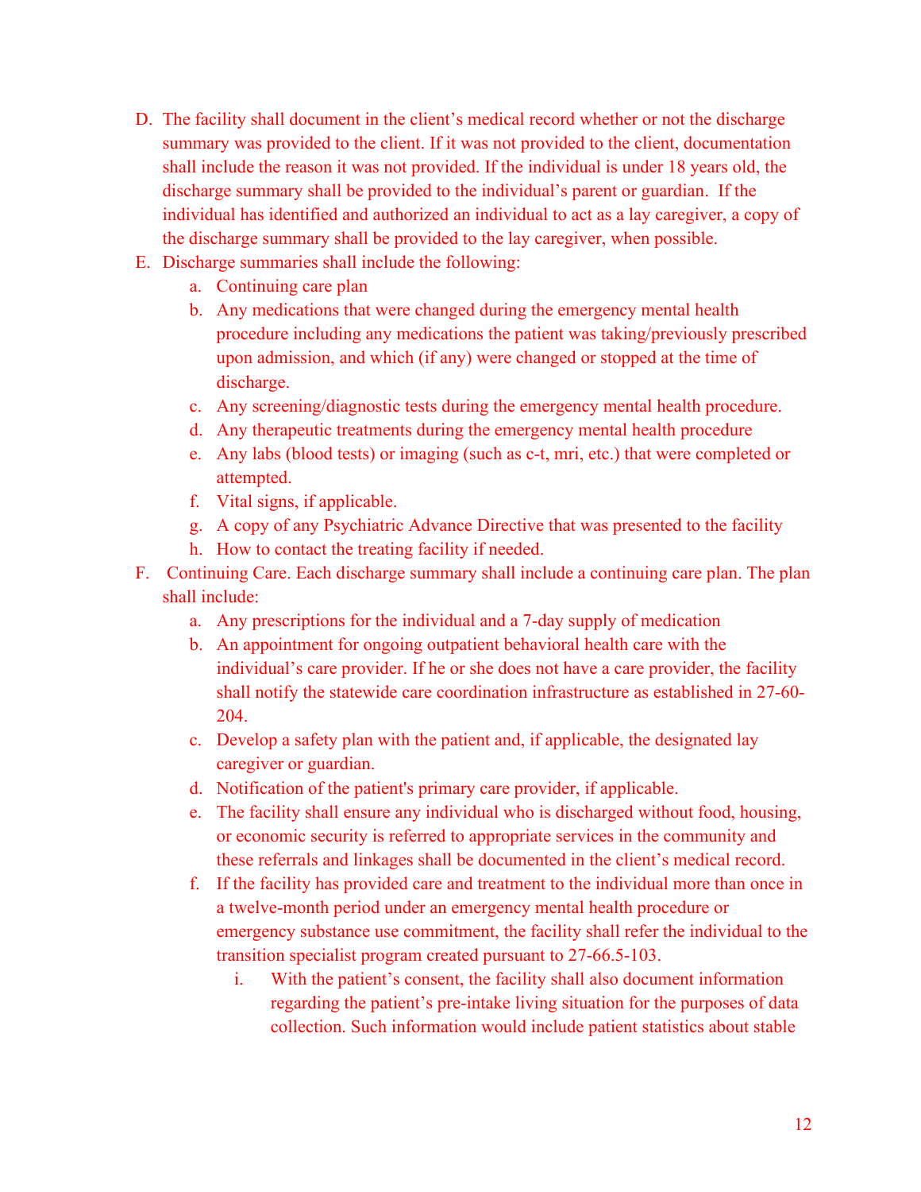D. The facility shall document in the client's medical record whether or not the discharge summary was provided to the client. If it was not provided to the client, documentation shall include the reason it was not provided. If the individual is under 18 years old, the discharge summary shall be provided to the individual's parent or guardian. If the individual has identified and authorized an individual to act as a lay caregiver, a copy of the discharge summary shall be provided to the lay caregiver, when possible.

E. Discharge summaries shall include the following:
   a. Continuing care plan
   b. Any medications that were changed during the emergency mental health procedure including any medications the patient was taking/previously prescribed upon admission, and which (if any) were changed or stopped at the time of discharge.
   c. Any screening/diagnostic tests during the emergency mental health procedure.
   d. Any therapeutic treatments during the emergency mental health procedure
   e. Any labs (blood tests) or imaging (such as c-t, mri, etc.) that were completed or attempted.
   f. Vital signs, if applicable.
   g. A copy of any Psychiatric Advance Directive that was presented to the facility
   h. How to contact the treating facility if needed.

F. Continuing Care. Each discharge summary shall include a continuing care plan. The plan shall include:
   a. Any prescriptions for the individual and a 7-day supply of medication
   b. An appointment for ongoing outpatient behavioral health care with the individual's care provider. If he or she does not have a care provider, the facility shall notify the statewide care coordination infrastructure as established in 27-60-204.
   c. Develop a safety plan with the patient and, if applicable, the designated lay caregiver or guardian.
   d. Notification of the patient's primary care provider, if applicable.
   e. The facility shall ensure any individual who is discharged without food, housing, or economic security is referred to appropriate services in the community and these referrals and linkages shall be documented in the client's medical record.
   f. If the facility has provided care and treatment to the individual more than once in a twelve-month period under an emergency mental health procedure or emergency substance use commitment, the facility shall refer the individual to the transition specialist program created pursuant to 27-66.5-103.
      i. With the patient's consent, the facility shall also document information regarding the patient's pre-intake living situation for the purposes of data collection. Such information would include patient statistics about stable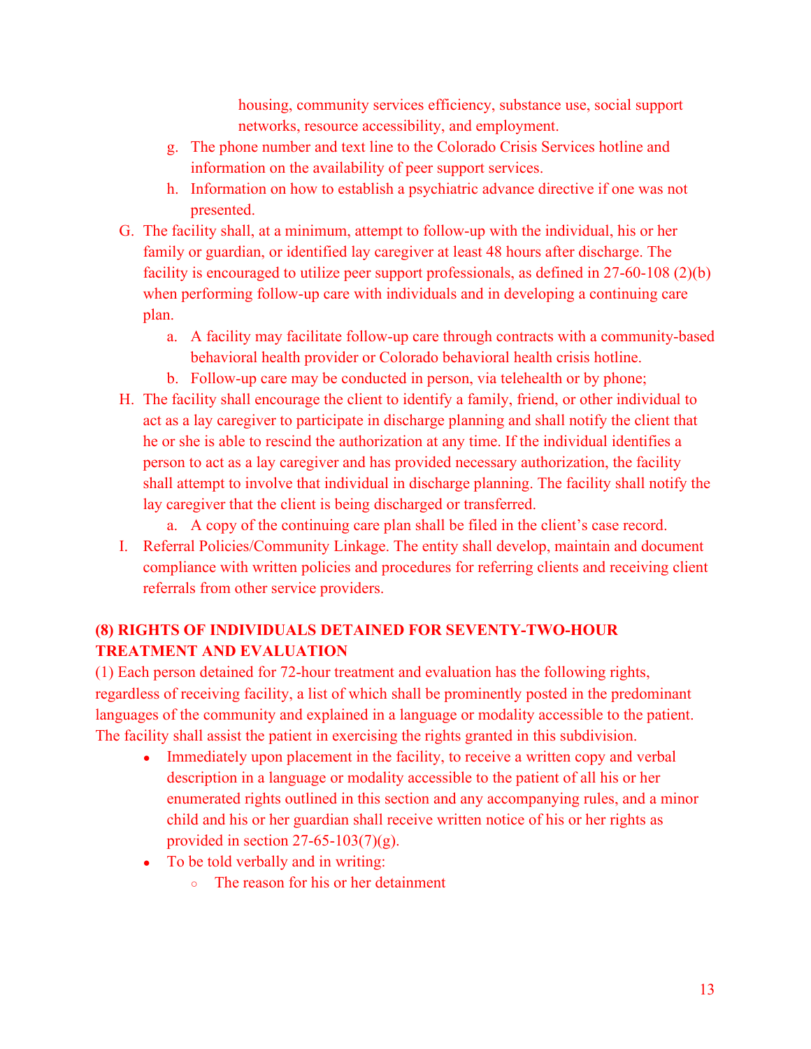housing, community services efficiency, substance use, social support networks, resource accessibility, and employment.

   g. The phone number and text line to the Colorado Crisis Services hotline and information on the availability of peer support services.
   h. Information on how to establish a psychiatric advance directive if one was not presented.

G. The facility shall, at a minimum, attempt to follow-up with the individual, his or her family or guardian, or identified lay caregiver at least 48 hours after discharge. The facility is encouraged to utilize peer support professionals, as defined in 27-60-108 (2)(b) when performing follow-up care with individuals and in developing a continuing care plan.
   a. A facility may facilitate follow-up care through contracts with a community-based behavioral health provider or Colorado behavioral health crisis hotline.
   b. Follow-up care may be conducted in person, via telehealth or by phone;

H. The facility shall encourage the client to identify a family, friend, or other individual to act as a lay caregiver to participate in discharge planning and shall notify the client that he or she is able to rescind the authorization at any time. If the individual identifies a person to act as a lay caregiver and has provided necessary authorization, the facility shall attempt to involve that individual in discharge planning. The facility shall notify the lay caregiver that the client is being discharged or transferred.
   a. A copy of the continuing care plan shall be filed in the client's case record.

I. Referral Policies/Community Linkage. The entity shall develop, maintain and document compliance with written policies and procedures for referring clients and receiving client referrals from other service providers.

**(8) RIGHTS OF INDIVIDUALS DETAINED FOR SEVENTY-TWO-HOUR TREATMENT AND EVALUATION**

(1) Each person detained for 72-hour treatment and evaluation has the following rights, regardless of receiving facility, a list of which shall be prominently posted in the predominant languages of the community and explained in a language or modality accessible to the patient. The facility shall assist the patient in exercising the rights granted in this subdivision.

- Immediately upon placement in the facility, to receive a written copy and verbal description in a language or modality accessible to the patient of all his or her enumerated rights outlined in this section and any accompanying rules, and a minor child and his or her guardian shall receive written notice of his or her rights as provided in section 27-65-103(7)(g).
- To be told verbally and in writing:
  - The reason for his or her detainment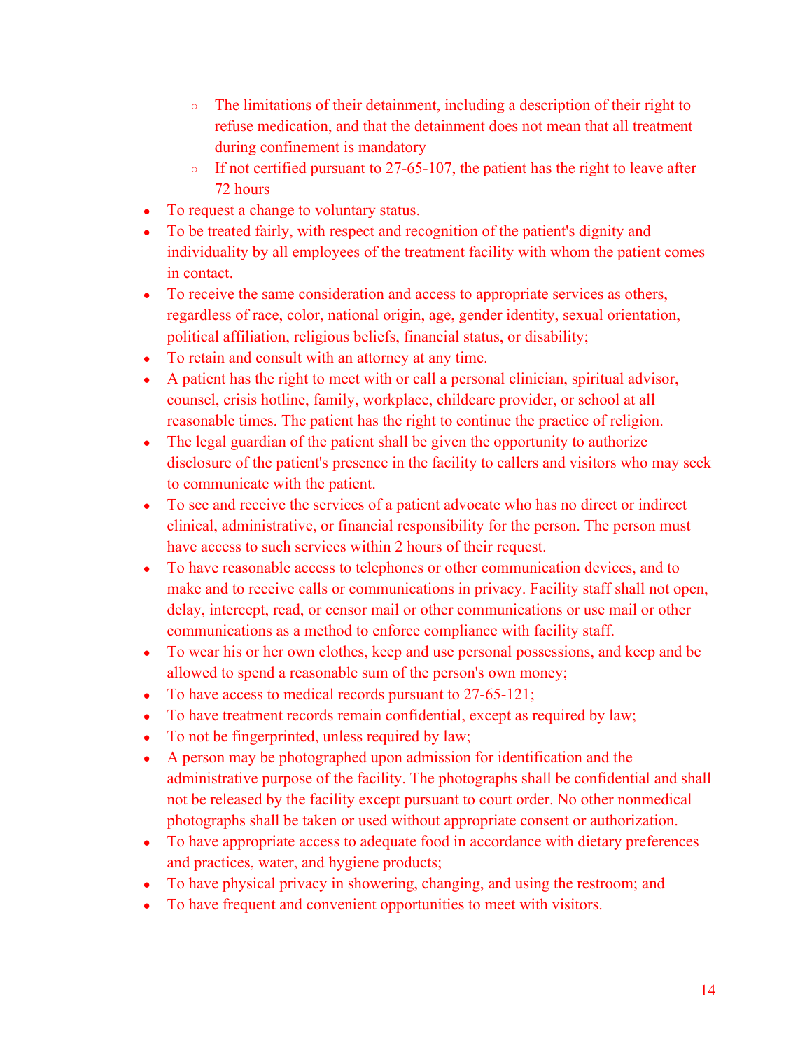- The limitations of their detainment, including a description of their right to refuse medication, and that the detainment does not mean that all treatment during confinement is mandatory
  - If not certified pursuant to 27-65-107, the patient has the right to leave after 72 hours
- To request a change to voluntary status.
- To be treated fairly, with respect and recognition of the patient's dignity and individuality by all employees of the treatment facility with whom the patient comes in contact.
- To receive the same consideration and access to appropriate services as others, regardless of race, color, national origin, age, gender identity, sexual orientation, political affiliation, religious beliefs, financial status, or disability;
- To retain and consult with an attorney at any time.
- A patient has the right to meet with or call a personal clinician, spiritual advisor, counsel, crisis hotline, family, workplace, childcare provider, or school at all reasonable times. The patient has the right to continue the practice of religion.
- The legal guardian of the patient shall be given the opportunity to authorize disclosure of the patient's presence in the facility to callers and visitors who may seek to communicate with the patient.
- To see and receive the services of a patient advocate who has no direct or indirect clinical, administrative, or financial responsibility for the person. The person must have access to such services within 2 hours of their request.
- To have reasonable access to telephones or other communication devices, and to make and to receive calls or communications in privacy. Facility staff shall not open, delay, intercept, read, or censor mail or other communications or use mail or other communications as a method to enforce compliance with facility staff.
- To wear his or her own clothes, keep and use personal possessions, and keep and be allowed to spend a reasonable sum of the person's own money;
- To have access to medical records pursuant to 27-65-121;
- To have treatment records remain confidential, except as required by law;
- To not be fingerprinted, unless required by law;
- A person may be photographed upon admission for identification and the administrative purpose of the facility. The photographs shall be confidential and shall not be released by the facility except pursuant to court order. No other nonmedical photographs shall be taken or used without appropriate consent or authorization.
- To have appropriate access to adequate food in accordance with dietary preferences and practices, water, and hygiene products;
- To have physical privacy in showering, changing, and using the restroom; and
- To have frequent and convenient opportunities to meet with visitors.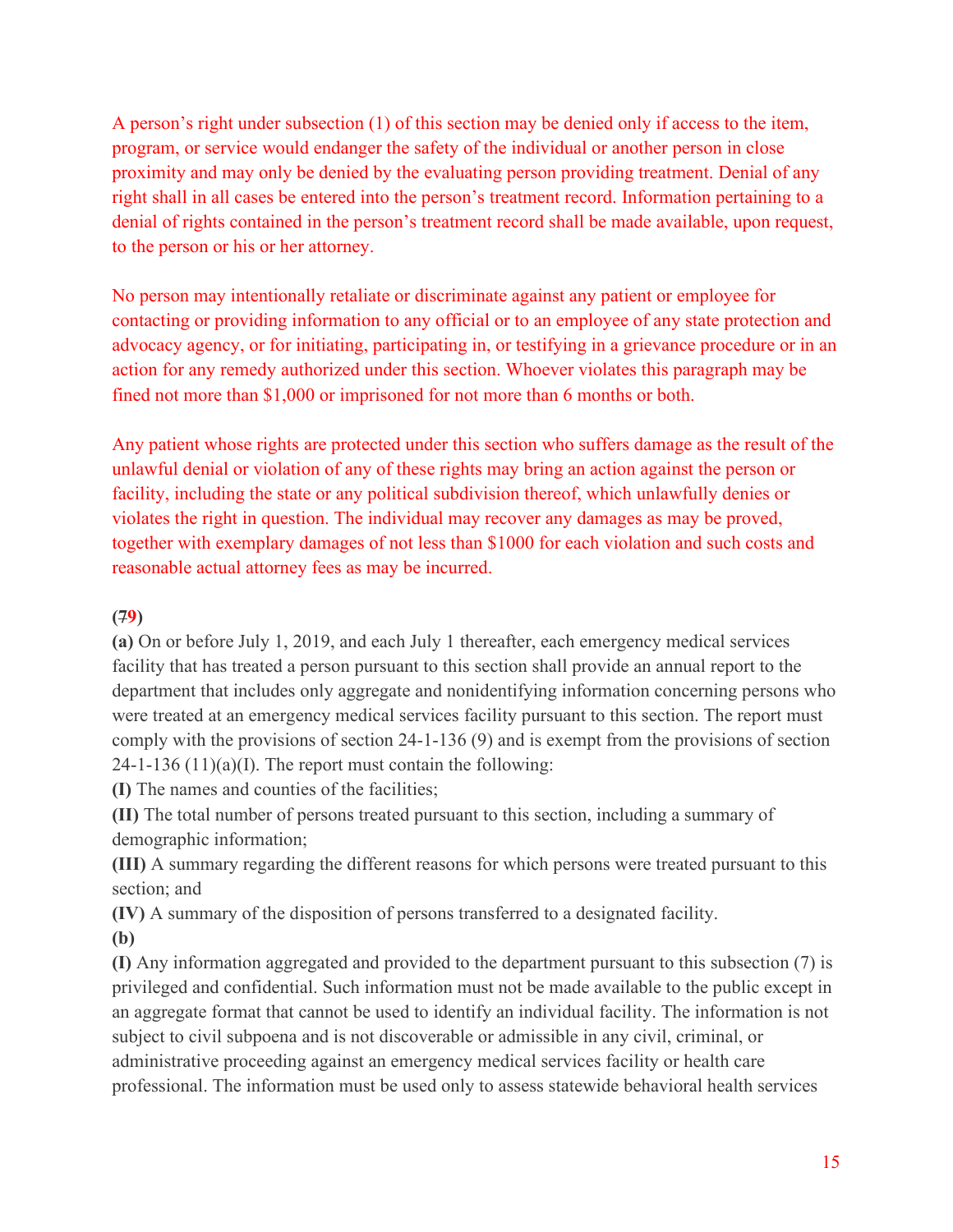A person's right under subsection (1) of this section may be denied only if access to the item, program, or service would endanger the safety of the individual or another person in close proximity and may only be denied by the evaluating person providing treatment. Denial of any right shall in all cases be entered into the person's treatment record. Information pertaining to a denial of rights contained in the person's treatment record shall be made available, upon request, to the person or his or her attorney.

No person may intentionally retaliate or discriminate against any patient or employee for contacting or providing information to any official or to an employee of any state protection and advocacy agency, or for initiating, participating in, or testifying in a grievance procedure or in an action for any remedy authorized under this section. Whoever violates this paragraph may be fined not more than $1,000 or imprisoned for not more than 6 months or both.

Any patient whose rights are protected under this section who suffers damage as the result of the unlawful denial or violation of any of these rights may bring an action against the person or facility, including the state or any political subdivision thereof, which unlawfully denies or violates the right in question. The individual may recover any damages as may be proved, together with exemplary damages of not less than $1000 for each violation and such costs and reasonable actual attorney fees as may be incurred.

**(~~7~~9)**

**(a)** On or before July 1, 2019, and each July 1 thereafter, each emergency medical services facility that has treated a person pursuant to this section shall provide an annual report to the department that includes only aggregate and nonidentifying information concerning persons who were treated at an emergency medical services facility pursuant to this section. The report must comply with the provisions of section 24-1-136 (9) and is exempt from the provisions of section 24-1-136 (11)(a)(I). The report must contain the following:

**(I)** The names and counties of the facilities;

**(II)** The total number of persons treated pursuant to this section, including a summary of demographic information;

**(III)** A summary regarding the different reasons for which persons were treated pursuant to this section; and

**(IV)** A summary of the disposition of persons transferred to a designated facility.

**(b)**

**(I)** Any information aggregated and provided to the department pursuant to this subsection (7) is privileged and confidential. Such information must not be made available to the public except in an aggregate format that cannot be used to identify an individual facility. The information is not subject to civil subpoena and is not discoverable or admissible in any civil, criminal, or administrative proceeding against an emergency medical services facility or health care professional. The information must be used only to assess statewide behavioral health services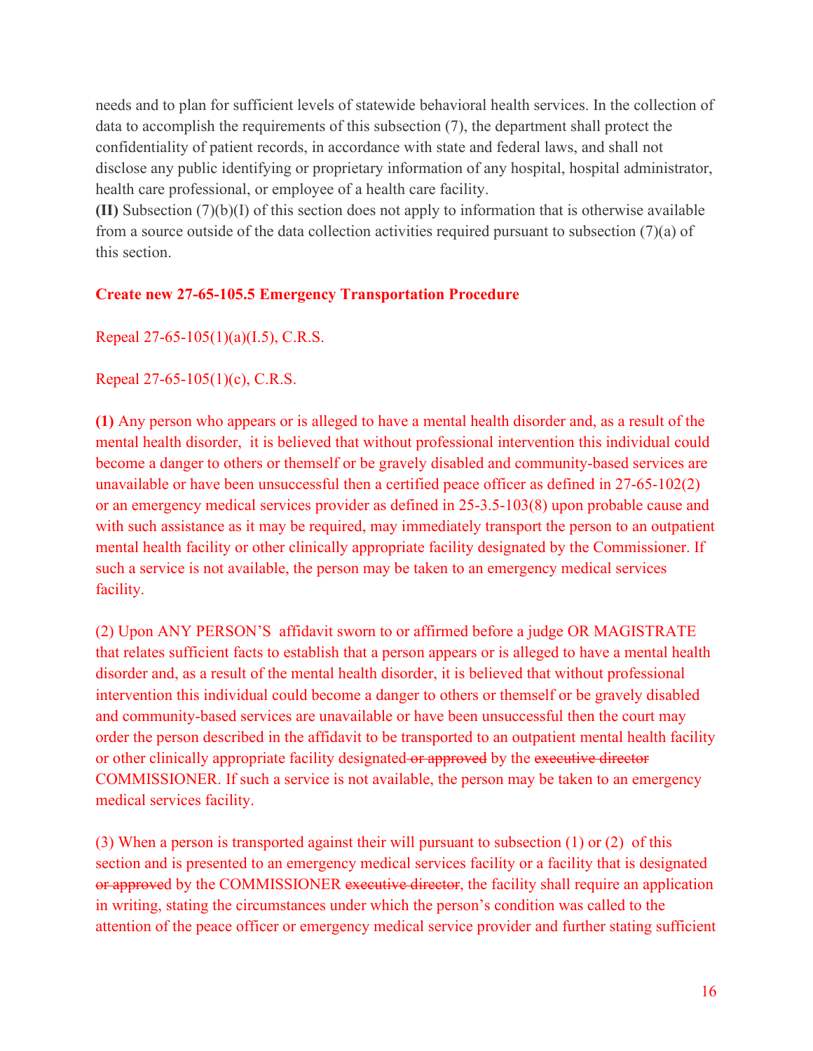needs and to plan for sufficient levels of statewide behavioral health services. In the collection of data to accomplish the requirements of this subsection (7), the department shall protect the confidentiality of patient records, in accordance with state and federal laws, and shall not disclose any public identifying or proprietary information of any hospital, hospital administrator, health care professional, or employee of a health care facility.
**(II)** Subsection (7)(b)(I) of this section does not apply to information that is otherwise available from a source outside of the data collection activities required pursuant to subsection (7)(a) of this section.

**Create new 27-65-105.5 Emergency Transportation Procedure**

Repeal 27-65-105(1)(a)(I.5), C.R.S.

Repeal 27-65-105(1)(c), C.R.S.

**(1)** Any person who appears or is alleged to have a mental health disorder and, as a result of the mental health disorder, it is believed that without professional intervention this individual could become a danger to others or themself or be gravely disabled and community-based services are unavailable or have been unsuccessful then a certified peace officer as defined in 27-65-102(2) or an emergency medical services provider as defined in 25-3.5-103(8) upon probable cause and with such assistance as it may be required, may immediately transport the person to an outpatient mental health facility or other clinically appropriate facility designated by the Commissioner. If such a service is not available, the person may be taken to an emergency medical services facility.

(2) Upon ANY PERSON'S affidavit sworn to or affirmed before a judge OR MAGISTRATE that relates sufficient facts to establish that a person appears or is alleged to have a mental health disorder and, as a result of the mental health disorder, it is believed that without professional intervention this individual could become a danger to others or themself or be gravely disabled and community-based services are unavailable or have been unsuccessful then the court may order the person described in the affidavit to be transported to an outpatient mental health facility or other clinically appropriate facility designated ~~or approved~~ by the ~~executive director~~ COMMISSIONER. If such a service is not available, the person may be taken to an emergency medical services facility.

(3) When a person is transported against their will pursuant to subsection (1) or (2) of this section and is presented to an emergency medical services facility or a facility that is designated ~~or approved~~ by the COMMISSIONER ~~executive director~~, the facility shall require an application in writing, stating the circumstances under which the person's condition was called to the attention of the peace officer or emergency medical service provider and further stating sufficient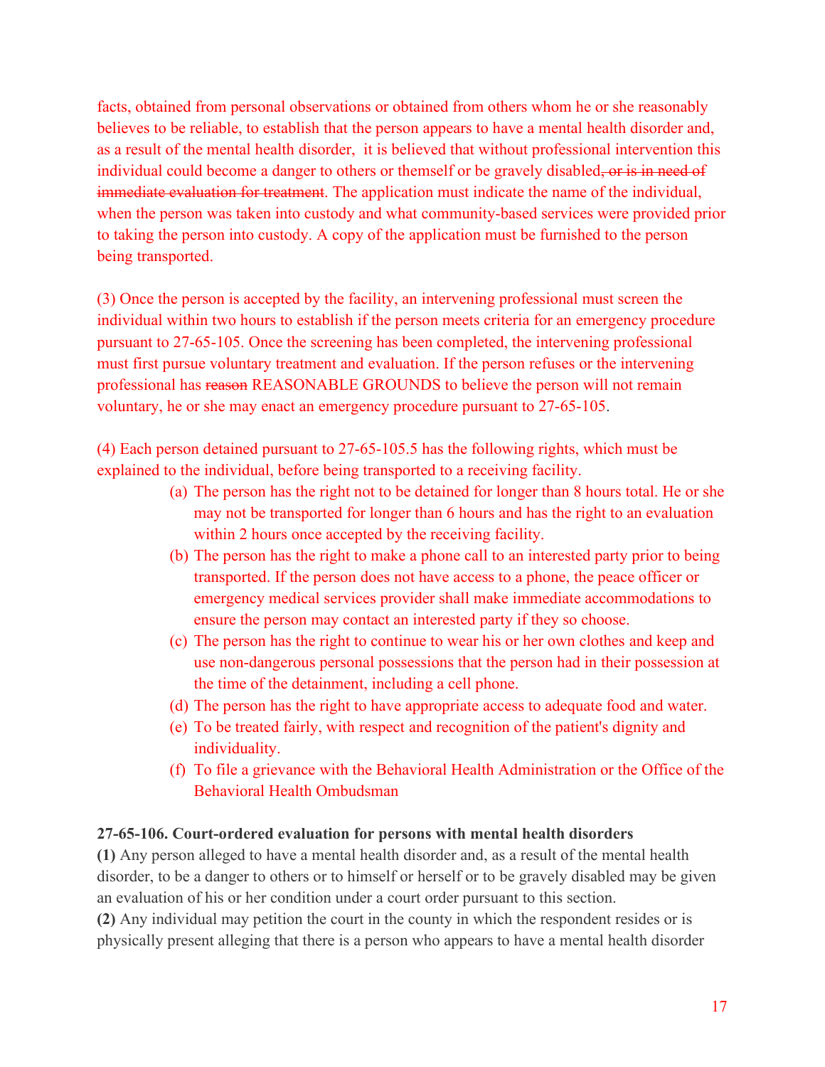facts, obtained from personal observations or obtained from others whom he or she reasonably believes to be reliable, to establish that the person appears to have a mental health disorder and, as a result of the mental health disorder, it is believed that without professional intervention this individual could become a danger to others or themself or be gravely disabled~~, or is in need of immediate evaluation for treatment~~. The application must indicate the name of the individual, when the person was taken into custody and what community-based services were provided prior to taking the person into custody. A copy of the application must be furnished to the person being transported.

(3) Once the person is accepted by the facility, an intervening professional must screen the individual within two hours to establish if the person meets criteria for an emergency procedure pursuant to 27-65-105. Once the screening has been completed, the intervening professional must first pursue voluntary treatment and evaluation. If the person refuses or the intervening professional has ~~reason~~ REASONABLE GROUNDS to believe the person will not remain voluntary, he or she may enact an emergency procedure pursuant to 27-65-105.

(4) Each person detained pursuant to 27-65-105.5 has the following rights, which must be explained to the individual, before being transported to a receiving facility.

(a) The person has the right not to be detained for longer than 8 hours total. He or she may not be transported for longer than 6 hours and has the right to an evaluation within 2 hours once accepted by the receiving facility.

(b) The person has the right to make a phone call to an interested party prior to being transported. If the person does not have access to a phone, the peace officer or emergency medical services provider shall make immediate accommodations to ensure the person may contact an interested party if they so choose.

(c) The person has the right to continue to wear his or her own clothes and keep and use non-dangerous personal possessions that the person had in their possession at the time of the detainment, including a cell phone.

(d) The person has the right to have appropriate access to adequate food and water.

(e) To be treated fairly, with respect and recognition of the patient's dignity and individuality.

(f) To file a grievance with the Behavioral Health Administration or the Office of the Behavioral Health Ombudsman

**27-65-106. Court-ordered evaluation for persons with mental health disorders**

**(1)** Any person alleged to have a mental health disorder and, as a result of the mental health disorder, to be a danger to others or to himself or herself or to be gravely disabled may be given an evaluation of his or her condition under a court order pursuant to this section.

**(2)** Any individual may petition the court in the county in which the respondent resides or is physically present alleging that there is a person who appears to have a mental health disorder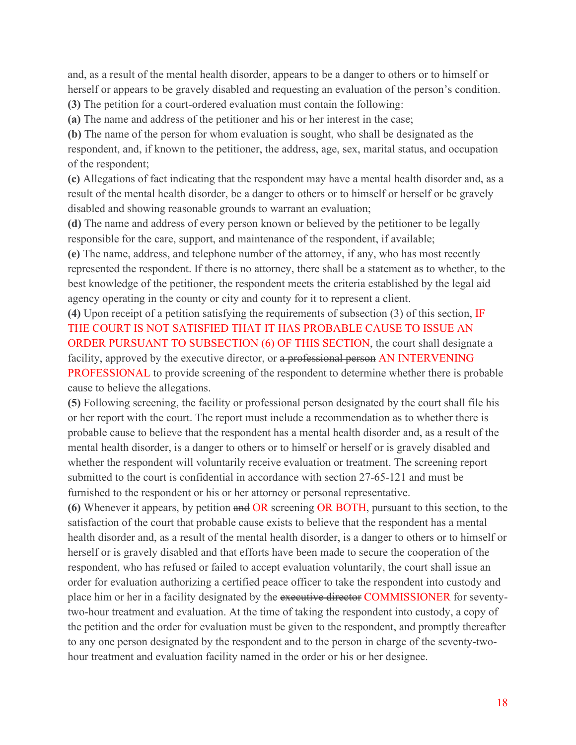and, as a result of the mental health disorder, appears to be a danger to others or to himself or herself or appears to be gravely disabled and requesting an evaluation of the person's condition.

**(3)** The petition for a court-ordered evaluation must contain the following:

**(a)** The name and address of the petitioner and his or her interest in the case;

**(b)** The name of the person for whom evaluation is sought, who shall be designated as the respondent, and, if known to the petitioner, the address, age, sex, marital status, and occupation of the respondent;

**(c)** Allegations of fact indicating that the respondent may have a mental health disorder and, as a result of the mental health disorder, be a danger to others or to himself or herself or be gravely disabled and showing reasonable grounds to warrant an evaluation;

**(d)** The name and address of every person known or believed by the petitioner to be legally responsible for the care, support, and maintenance of the respondent, if available;

**(e)** The name, address, and telephone number of the attorney, if any, who has most recently represented the respondent. If there is no attorney, there shall be a statement as to whether, to the best knowledge of the petitioner, the respondent meets the criteria established by the legal aid agency operating in the county or city and county for it to represent a client.

**(4)** Upon receipt of a petition satisfying the requirements of subsection (3) of this section, IF THE COURT IS NOT SATISFIED THAT IT HAS PROBABLE CAUSE TO ISSUE AN ORDER PURSUANT TO SUBSECTION (6) OF THIS SECTION, the court shall designate a facility, approved by the executive director, or ~~a professional person~~ AN INTERVENING PROFESSIONAL to provide screening of the respondent to determine whether there is probable cause to believe the allegations.

**(5)** Following screening, the facility or professional person designated by the court shall file his or her report with the court. The report must include a recommendation as to whether there is probable cause to believe that the respondent has a mental health disorder and, as a result of the mental health disorder, is a danger to others or to himself or herself or is gravely disabled and whether the respondent will voluntarily receive evaluation or treatment. The screening report submitted to the court is confidential in accordance with section 27-65-121 and must be furnished to the respondent or his or her attorney or personal representative.

**(6)** Whenever it appears, by petition ~~and~~ OR screening OR BOTH, pursuant to this section, to the satisfaction of the court that probable cause exists to believe that the respondent has a mental health disorder and, as a result of the mental health disorder, is a danger to others or to himself or herself or is gravely disabled and that efforts have been made to secure the cooperation of the respondent, who has refused or failed to accept evaluation voluntarily, the court shall issue an order for evaluation authorizing a certified peace officer to take the respondent into custody and place him or her in a facility designated by the ~~executive director~~ COMMISSIONER for seventy-two-hour treatment and evaluation. At the time of taking the respondent into custody, a copy of the petition and the order for evaluation must be given to the respondent, and promptly thereafter to any one person designated by the respondent and to the person in charge of the seventy-two-hour treatment and evaluation facility named in the order or his or her designee.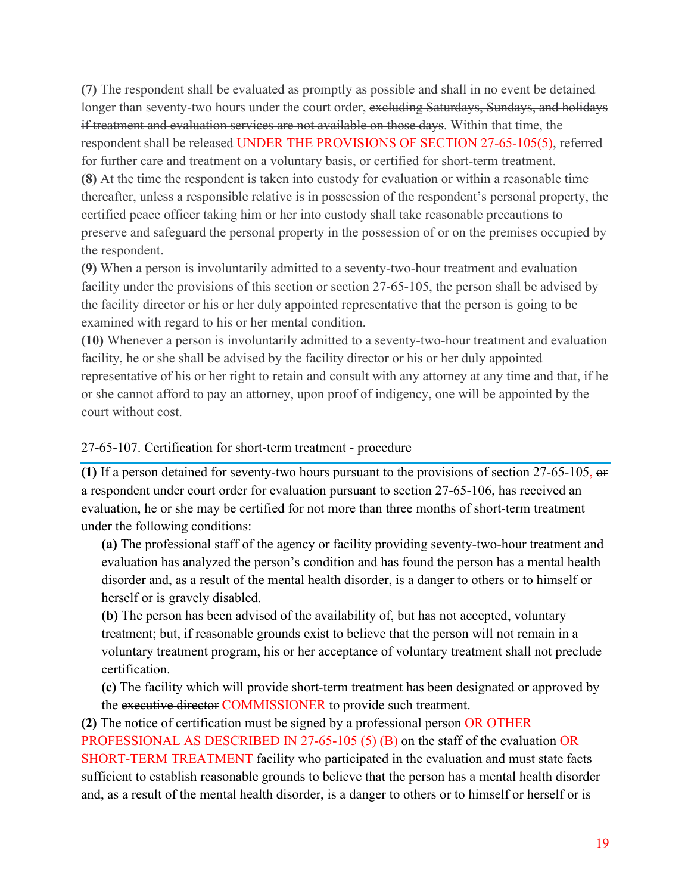**(7)** The respondent shall be evaluated as promptly as possible and shall in no event be detained longer than seventy-two hours under the court order, ~~excluding Saturdays, Sundays, and holidays if treatment and evaluation services are not available on those days~~. Within that time, the respondent shall be released UNDER THE PROVISIONS OF SECTION 27-65-105(5), referred for further care and treatment on a voluntary basis, or certified for short-term treatment.
**(8)** At the time the respondent is taken into custody for evaluation or within a reasonable time thereafter, unless a responsible relative is in possession of the respondent's personal property, the certified peace officer taking him or her into custody shall take reasonable precautions to preserve and safeguard the personal property in the possession of or on the premises occupied by the respondent.
**(9)** When a person is involuntarily admitted to a seventy-two-hour treatment and evaluation facility under the provisions of this section or section 27-65-105, the person shall be advised by the facility director or his or her duly appointed representative that the person is going to be examined with regard to his or her mental condition.
**(10)** Whenever a person is involuntarily admitted to a seventy-two-hour treatment and evaluation facility, he or she shall be advised by the facility director or his or her duly appointed representative of his or her right to retain and consult with any attorney at any time and that, if he or she cannot afford to pay an attorney, upon proof of indigency, one will be appointed by the court without cost.

## 27-65-107. Certification for short-term treatment - procedure

**(1)** If a person detained for seventy-two hours pursuant to the provisions of section 27-65-105, ~~or~~ a respondent under court order for evaluation pursuant to section 27-65-106, has received an evaluation, he or she may be certified for not more than three months of short-term treatment under the following conditions:

**(a)** The professional staff of the agency or facility providing seventy-two-hour treatment and evaluation has analyzed the person's condition and has found the person has a mental health disorder and, as a result of the mental health disorder, is a danger to others or to himself or herself or is gravely disabled.

**(b)** The person has been advised of the availability of, but has not accepted, voluntary treatment; but, if reasonable grounds exist to believe that the person will not remain in a voluntary treatment program, his or her acceptance of voluntary treatment shall not preclude certification.

**(c)** The facility which will provide short-term treatment has been designated or approved by the ~~executive director~~ COMMISSIONER to provide such treatment.

**(2)** The notice of certification must be signed by a professional person OR OTHER PROFESSIONAL AS DESCRIBED IN 27-65-105 (5) (B) on the staff of the evaluation OR SHORT-TERM TREATMENT facility who participated in the evaluation and must state facts sufficient to establish reasonable grounds to believe that the person has a mental health disorder and, as a result of the mental health disorder, is a danger to others or to himself or herself or is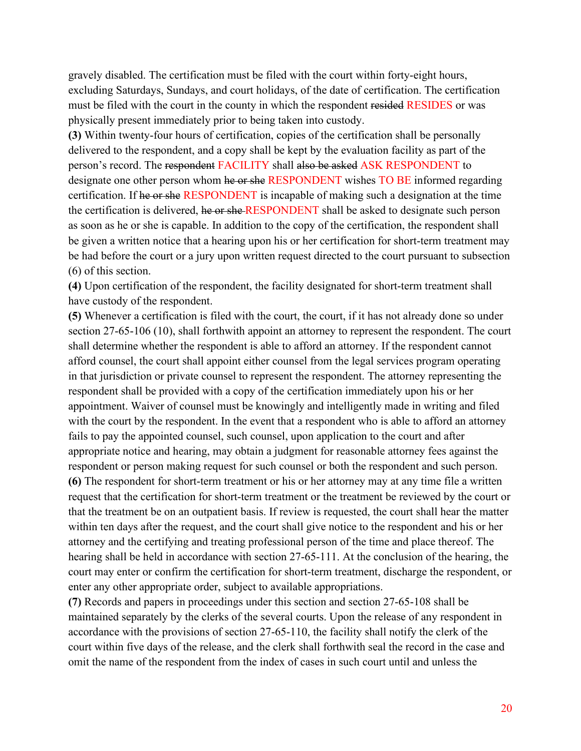gravely disabled. The certification must be filed with the court within forty-eight hours, excluding Saturdays, Sundays, and court holidays, of the date of certification. The certification must be filed with the court in the county in which the respondent ~~resided~~ RESIDES or was physically present immediately prior to being taken into custody.

**(3)** Within twenty-four hours of certification, copies of the certification shall be personally delivered to the respondent, and a copy shall be kept by the evaluation facility as part of the person's record. The ~~respondent~~ FACILITY shall ~~also be asked~~ ASK RESPONDENT to designate one other person whom ~~he or she~~ RESPONDENT wishes TO BE informed regarding certification. If ~~he or she~~ RESPONDENT is incapable of making such a designation at the time the certification is delivered, ~~he or she~~ RESPONDENT shall be asked to designate such person as soon as he or she is capable. In addition to the copy of the certification, the respondent shall be given a written notice that a hearing upon his or her certification for short-term treatment may be had before the court or a jury upon written request directed to the court pursuant to subsection (6) of this section.

**(4)** Upon certification of the respondent, the facility designated for short-term treatment shall have custody of the respondent.

**(5)** Whenever a certification is filed with the court, the court, if it has not already done so under section 27-65-106 (10), shall forthwith appoint an attorney to represent the respondent. The court shall determine whether the respondent is able to afford an attorney. If the respondent cannot afford counsel, the court shall appoint either counsel from the legal services program operating in that jurisdiction or private counsel to represent the respondent. The attorney representing the respondent shall be provided with a copy of the certification immediately upon his or her appointment. Waiver of counsel must be knowingly and intelligently made in writing and filed with the court by the respondent. In the event that a respondent who is able to afford an attorney fails to pay the appointed counsel, such counsel, upon application to the court and after appropriate notice and hearing, may obtain a judgment for reasonable attorney fees against the respondent or person making request for such counsel or both the respondent and such person.

**(6)** The respondent for short-term treatment or his or her attorney may at any time file a written request that the certification for short-term treatment or the treatment be reviewed by the court or that the treatment be on an outpatient basis. If review is requested, the court shall hear the matter within ten days after the request, and the court shall give notice to the respondent and his or her attorney and the certifying and treating professional person of the time and place thereof. The hearing shall be held in accordance with section 27-65-111. At the conclusion of the hearing, the court may enter or confirm the certification for short-term treatment, discharge the respondent, or enter any other appropriate order, subject to available appropriations.

**(7)** Records and papers in proceedings under this section and section 27-65-108 shall be maintained separately by the clerks of the several courts. Upon the release of any respondent in accordance with the provisions of section 27-65-110, the facility shall notify the clerk of the court within five days of the release, and the clerk shall forthwith seal the record in the case and omit the name of the respondent from the index of cases in such court until and unless the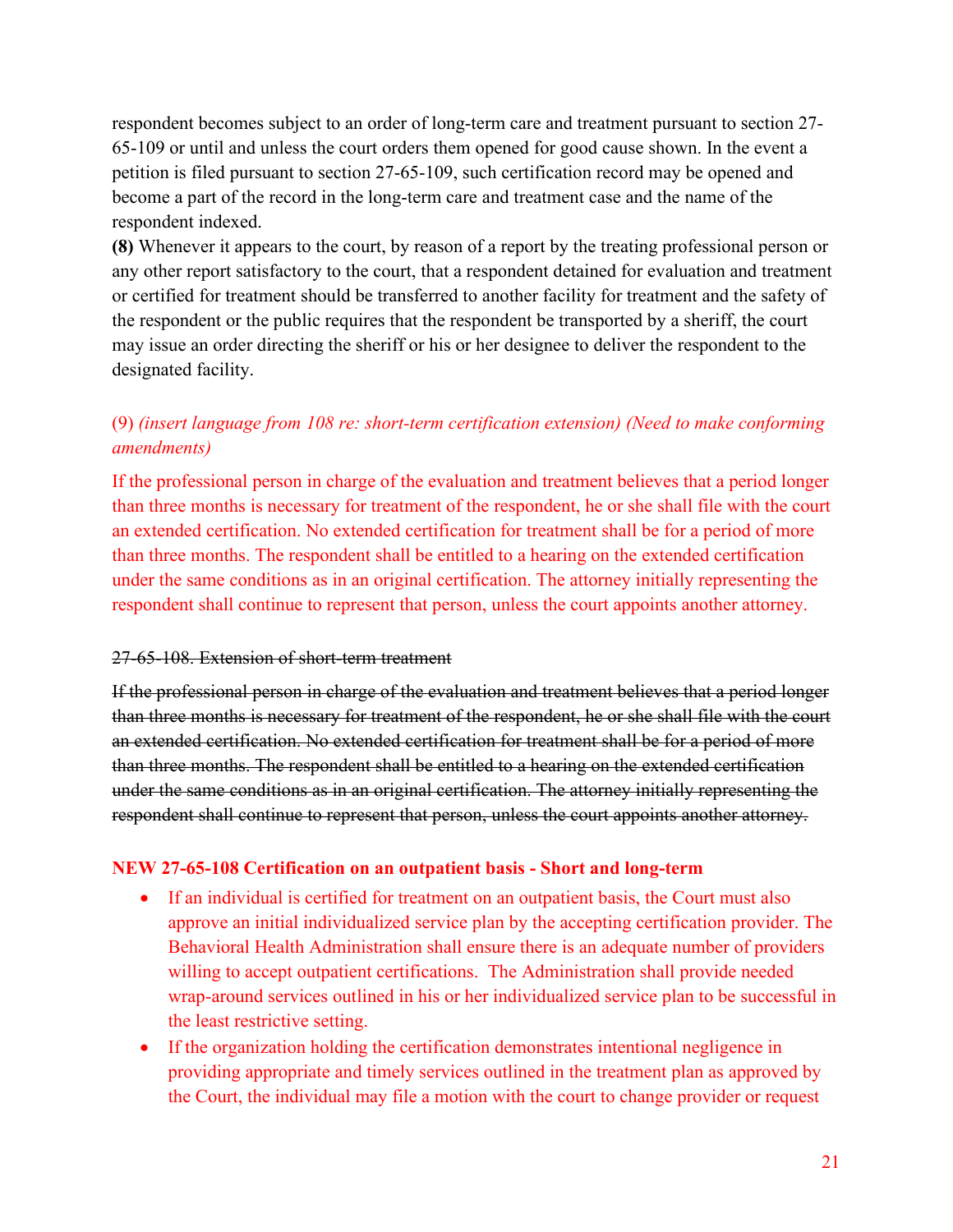respondent becomes subject to an order of long-term care and treatment pursuant to section 27-65-109 or until and unless the court orders them opened for good cause shown. In the event a petition is filed pursuant to section 27-65-109, such certification record may be opened and become a part of the record in the long-term care and treatment case and the name of the respondent indexed.

**(8)** Whenever it appears to the court, by reason of a report by the treating professional person or any other report satisfactory to the court, that a respondent detained for evaluation and treatment or certified for treatment should be transferred to another facility for treatment and the safety of the respondent or the public requires that the respondent be transported by a sheriff, the court may issue an order directing the sheriff or his or her designee to deliver the respondent to the designated facility.

(9) *(insert language from 108 re: short-term certification extension) (Need to make conforming amendments)*

If the professional person in charge of the evaluation and treatment believes that a period longer than three months is necessary for treatment of the respondent, he or she shall file with the court an extended certification. No extended certification for treatment shall be for a period of more than three months. The respondent shall be entitled to a hearing on the extended certification under the same conditions as in an original certification. The attorney initially representing the respondent shall continue to represent that person, unless the court appoints another attorney.

~~27-65-108. Extension of short-term treatment~~

~~If the professional person in charge of the evaluation and treatment believes that a period longer than three months is necessary for treatment of the respondent, he or she shall file with the court an extended certification. No extended certification for treatment shall be for a period of more than three months. The respondent shall be entitled to a hearing on the extended certification under the same conditions as in an original certification. The attorney initially representing the respondent shall continue to represent that person, unless the court appoints another attorney.~~

**NEW 27-65-108 Certification on an outpatient basis - Short and long-term**

- If an individual is certified for treatment on an outpatient basis, the Court must also approve an initial individualized service plan by the accepting certification provider. The Behavioral Health Administration shall ensure there is an adequate number of providers willing to accept outpatient certifications. The Administration shall provide needed wrap-around services outlined in his or her individualized service plan to be successful in the least restrictive setting.
- If the organization holding the certification demonstrates intentional negligence in providing appropriate and timely services outlined in the treatment plan as approved by the Court, the individual may file a motion with the court to change provider or request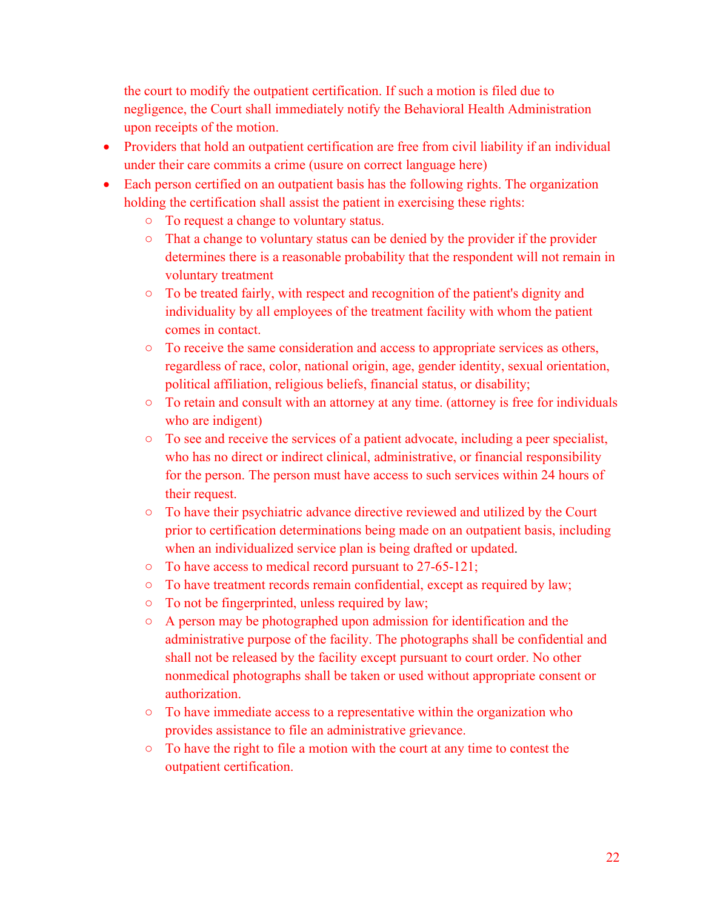the court to modify the outpatient certification. If such a motion is filed due to negligence, the Court shall immediately notify the Behavioral Health Administration upon receipts of the motion.

- Providers that hold an outpatient certification are free from civil liability if an individual under their care commits a crime (usure on correct language here)
- Each person certified on an outpatient basis has the following rights. The organization holding the certification shall assist the patient in exercising these rights:
    - To request a change to voluntary status.
    - That a change to voluntary status can be denied by the provider if the provider determines there is a reasonable probability that the respondent will not remain in voluntary treatment
    - To be treated fairly, with respect and recognition of the patient's dignity and individuality by all employees of the treatment facility with whom the patient comes in contact.
    - To receive the same consideration and access to appropriate services as others, regardless of race, color, national origin, age, gender identity, sexual orientation, political affiliation, religious beliefs, financial status, or disability;
    - To retain and consult with an attorney at any time. (attorney is free for individuals who are indigent)
    - To see and receive the services of a patient advocate, including a peer specialist, who has no direct or indirect clinical, administrative, or financial responsibility for the person. The person must have access to such services within 24 hours of their request.
    - To have their psychiatric advance directive reviewed and utilized by the Court prior to certification determinations being made on an outpatient basis, including when an individualized service plan is being drafted or updated.
    - To have access to medical record pursuant to 27-65-121;
    - To have treatment records remain confidential, except as required by law;
    - To not be fingerprinted, unless required by law;
    - A person may be photographed upon admission for identification and the administrative purpose of the facility. The photographs shall be confidential and shall not be released by the facility except pursuant to court order. No other nonmedical photographs shall be taken or used without appropriate consent or authorization.
    - To have immediate access to a representative within the organization who provides assistance to file an administrative grievance.
    - To have the right to file a motion with the court at any time to contest the outpatient certification.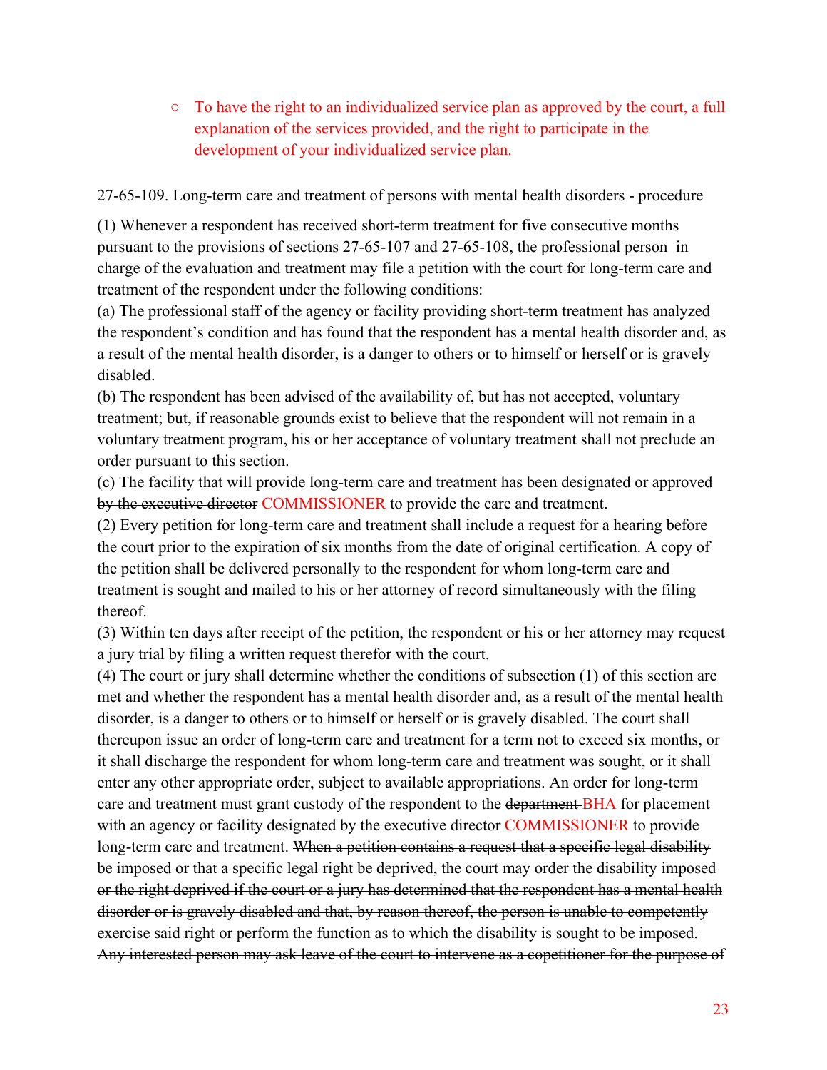- To have the right to an individualized service plan as approved by the court, a full explanation of the services provided, and the right to participate in the development of your individualized service plan.

27-65-109. Long-term care and treatment of persons with mental health disorders - procedure

(1) Whenever a respondent has received short-term treatment for five consecutive months pursuant to the provisions of sections 27-65-107 and 27-65-108, the professional person in charge of the evaluation and treatment may file a petition with the court for long-term care and treatment of the respondent under the following conditions:

(a) The professional staff of the agency or facility providing short-term treatment has analyzed the respondent's condition and has found that the respondent has a mental health disorder and, as a result of the mental health disorder, is a danger to others or to himself or herself or is gravely disabled.

(b) The respondent has been advised of the availability of, but has not accepted, voluntary treatment; but, if reasonable grounds exist to believe that the respondent will not remain in a voluntary treatment program, his or her acceptance of voluntary treatment shall not preclude an order pursuant to this section.

(c) The facility that will provide long-term care and treatment has been designated ~~or approved by the executive director~~ COMMISSIONER to provide the care and treatment.

(2) Every petition for long-term care and treatment shall include a request for a hearing before the court prior to the expiration of six months from the date of original certification. A copy of the petition shall be delivered personally to the respondent for whom long-term care and treatment is sought and mailed to his or her attorney of record simultaneously with the filing thereof.

(3) Within ten days after receipt of the petition, the respondent or his or her attorney may request a jury trial by filing a written request therefor with the court.

(4) The court or jury shall determine whether the conditions of subsection (1) of this section are met and whether the respondent has a mental health disorder and, as a result of the mental health disorder, is a danger to others or to himself or herself or is gravely disabled. The court shall thereupon issue an order of long-term care and treatment for a term not to exceed six months, or it shall discharge the respondent for whom long-term care and treatment was sought, or it shall enter any other appropriate order, subject to available appropriations. An order for long-term care and treatment must grant custody of the respondent to the ~~department~~ BHA for placement with an agency or facility designated by the ~~executive director~~ COMMISSIONER to provide long-term care and treatment. ~~When a petition contains a request that a specific legal disability be imposed or that a specific legal right be deprived, the court may order the disability imposed or the right deprived if the court or a jury has determined that the respondent has a mental health disorder or is gravely disabled and that, by reason thereof, the person is unable to competently exercise said right or perform the function as to which the disability is sought to be imposed. Any interested person may ask leave of the court to intervene as a copetitioner for the purpose of~~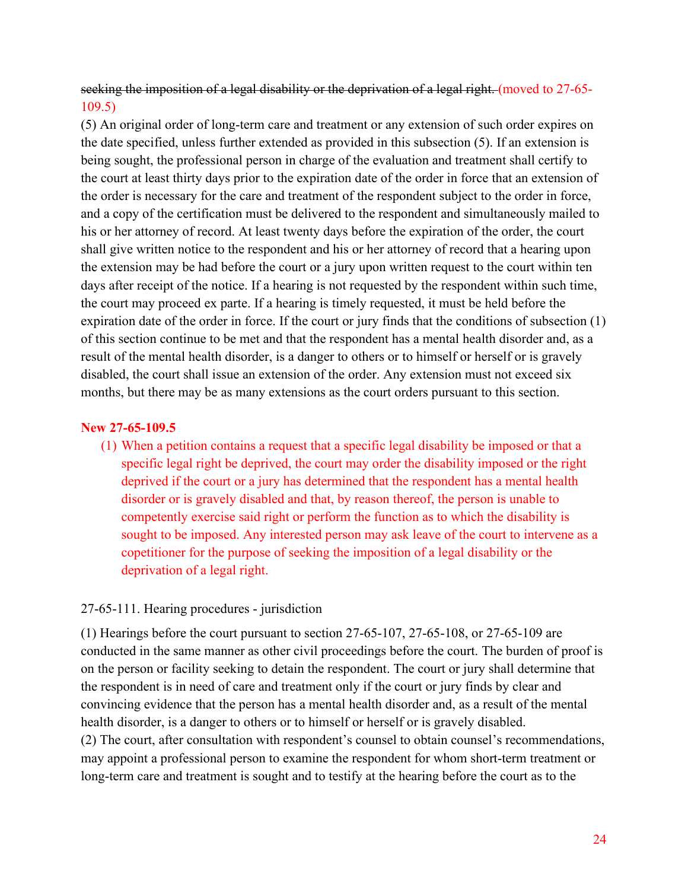~~seeking the imposition of a legal disability or the deprivation of a legal right.~~ (moved to 27-65-109.5)

(5) An original order of long-term care and treatment or any extension of such order expires on the date specified, unless further extended as provided in this subsection (5). If an extension is being sought, the professional person in charge of the evaluation and treatment shall certify to the court at least thirty days prior to the expiration date of the order in force that an extension of the order is necessary for the care and treatment of the respondent subject to the order in force, and a copy of the certification must be delivered to the respondent and simultaneously mailed to his or her attorney of record. At least twenty days before the expiration of the order, the court shall give written notice to the respondent and his or her attorney of record that a hearing upon the extension may be had before the court or a jury upon written request to the court within ten days after receipt of the notice. If a hearing is not requested by the respondent within such time, the court may proceed ex parte. If a hearing is timely requested, it must be held before the expiration date of the order in force. If the court or jury finds that the conditions of subsection (1) of this section continue to be met and that the respondent has a mental health disorder and, as a result of the mental health disorder, is a danger to others or to himself or herself or is gravely disabled, the court shall issue an extension of the order. Any extension must not exceed six months, but there may be as many extensions as the court orders pursuant to this section.

**New 27-65-109.5**

(1) When a petition contains a request that a specific legal disability be imposed or that a specific legal right be deprived, the court may order the disability imposed or the right deprived if the court or a jury has determined that the respondent has a mental health disorder or is gravely disabled and that, by reason thereof, the person is unable to competently exercise said right or perform the function as to which the disability is sought to be imposed. Any interested person may ask leave of the court to intervene as a copetitioner for the purpose of seeking the imposition of a legal disability or the deprivation of a legal right.

27-65-111. Hearing procedures - jurisdiction

(1) Hearings before the court pursuant to section 27-65-107, 27-65-108, or 27-65-109 are conducted in the same manner as other civil proceedings before the court. The burden of proof is on the person or facility seeking to detain the respondent. The court or jury shall determine that the respondent is in need of care and treatment only if the court or jury finds by clear and convincing evidence that the person has a mental health disorder and, as a result of the mental health disorder, is a danger to others or to himself or herself or is gravely disabled.

(2) The court, after consultation with respondent's counsel to obtain counsel's recommendations, may appoint a professional person to examine the respondent for whom short-term treatment or long-term care and treatment is sought and to testify at the hearing before the court as to the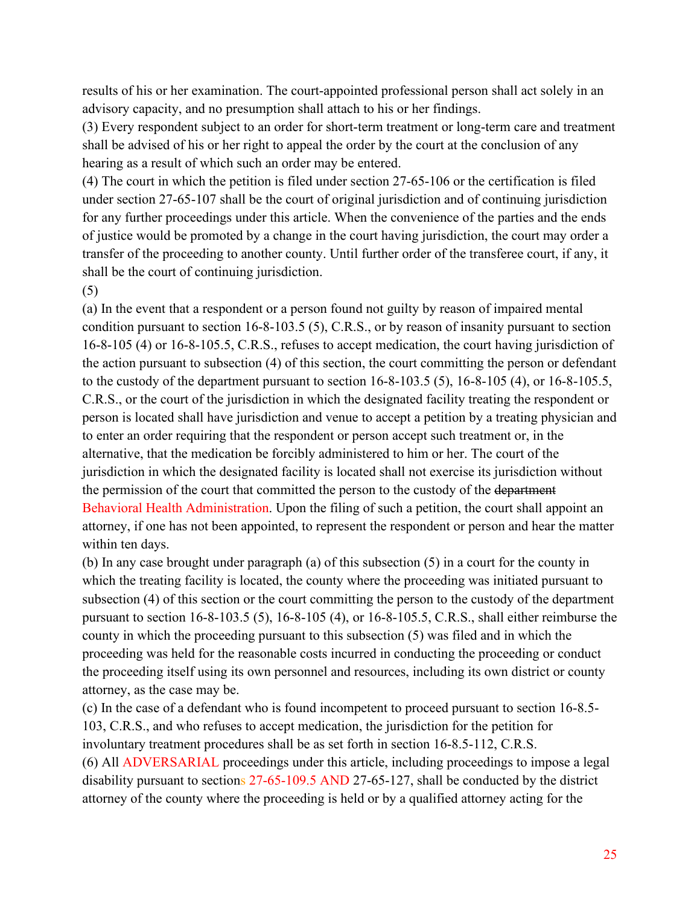results of his or her examination. The court-appointed professional person shall act solely in an advisory capacity, and no presumption shall attach to his or her findings.

(3) Every respondent subject to an order for short-term treatment or long-term care and treatment shall be advised of his or her right to appeal the order by the court at the conclusion of any hearing as a result of which such an order may be entered.

(4) The court in which the petition is filed under section 27-65-106 or the certification is filed under section 27-65-107 shall be the court of original jurisdiction and of continuing jurisdiction for any further proceedings under this article. When the convenience of the parties and the ends of justice would be promoted by a change in the court having jurisdiction, the court may order a transfer of the proceeding to another county. Until further order of the transferee court, if any, it shall be the court of continuing jurisdiction.

(5)

(a) In the event that a respondent or a person found not guilty by reason of impaired mental condition pursuant to section 16-8-103.5 (5), C.R.S., or by reason of insanity pursuant to section 16-8-105 (4) or 16-8-105.5, C.R.S., refuses to accept medication, the court having jurisdiction of the action pursuant to subsection (4) of this section, the court committing the person or defendant to the custody of the department pursuant to section 16-8-103.5 (5), 16-8-105 (4), or 16-8-105.5, C.R.S., or the court of the jurisdiction in which the designated facility treating the respondent or person is located shall have jurisdiction and venue to accept a petition by a treating physician and to enter an order requiring that the respondent or person accept such treatment or, in the alternative, that the medication be forcibly administered to him or her. The court of the jurisdiction in which the designated facility is located shall not exercise its jurisdiction without the permission of the court that committed the person to the custody of the ~~department~~ Behavioral Health Administration. Upon the filing of such a petition, the court shall appoint an attorney, if one has not been appointed, to represent the respondent or person and hear the matter within ten days.

(b) In any case brought under paragraph (a) of this subsection (5) in a court for the county in which the treating facility is located, the county where the proceeding was initiated pursuant to subsection (4) of this section or the court committing the person to the custody of the department pursuant to section 16-8-103.5 (5), 16-8-105 (4), or 16-8-105.5, C.R.S., shall either reimburse the county in which the proceeding pursuant to this subsection (5) was filed and in which the proceeding was held for the reasonable costs incurred in conducting the proceeding or conduct the proceeding itself using its own personnel and resources, including its own district or county attorney, as the case may be.

(c) In the case of a defendant who is found incompetent to proceed pursuant to section 16-8.5-103, C.R.S., and who refuses to accept medication, the jurisdiction for the petition for involuntary treatment procedures shall be as set forth in section 16-8.5-112, C.R.S.

(6) All ADVERSARIAL proceedings under this article, including proceedings to impose a legal disability pursuant to sections 27-65-109.5 AND 27-65-127, shall be conducted by the district attorney of the county where the proceeding is held or by a qualified attorney acting for the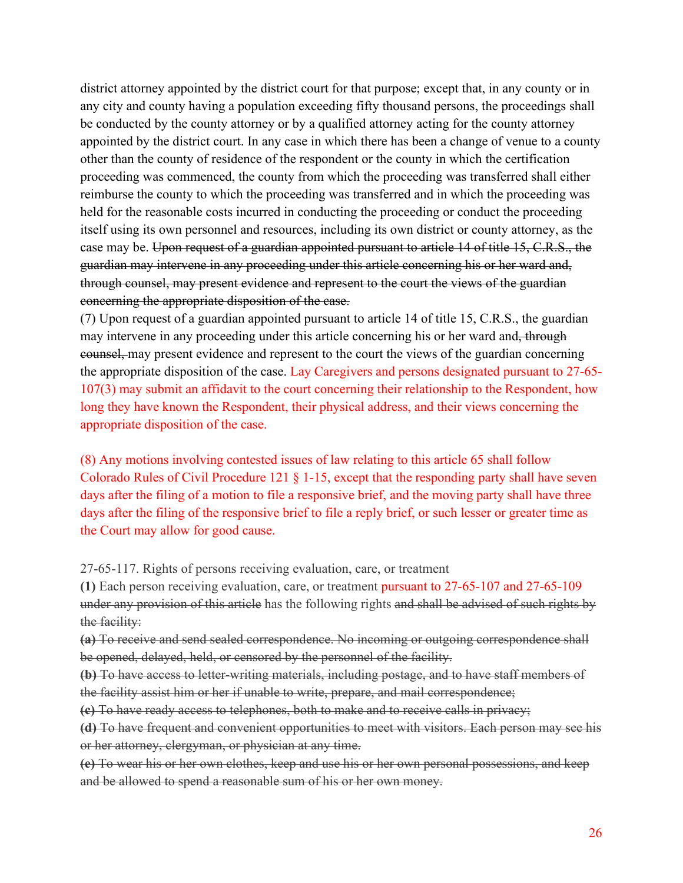district attorney appointed by the district court for that purpose; except that, in any county or in any city and county having a population exceeding fifty thousand persons, the proceedings shall be conducted by the county attorney or by a qualified attorney acting for the county attorney appointed by the district court. In any case in which there has been a change of venue to a county other than the county of residence of the respondent or the county in which the certification proceeding was commenced, the county from which the proceeding was transferred shall either reimburse the county to which the proceeding was transferred and in which the proceeding was held for the reasonable costs incurred in conducting the proceeding or conduct the proceeding itself using its own personnel and resources, including its own district or county attorney, as the case may be. ~~Upon request of a guardian appointed pursuant to article 14 of title 15, C.R.S., the guardian may intervene in any proceeding under this article concerning his or her ward and, through counsel, may present evidence and represent to the court the views of the guardian concerning the appropriate disposition of the case.~~

(7) Upon request of a guardian appointed pursuant to article 14 of title 15, C.R.S., the guardian may intervene in any proceeding under this article concerning his or her ward and~~, through counsel,~~ may present evidence and represent to the court the views of the guardian concerning the appropriate disposition of the case. Lay Caregivers and persons designated pursuant to 27-65-107(3) may submit an affidavit to the court concerning their relationship to the Respondent, how long they have known the Respondent, their physical address, and their views concerning the appropriate disposition of the case.

(8) Any motions involving contested issues of law relating to this article 65 shall follow Colorado Rules of Civil Procedure 121 § 1-15, except that the responding party shall have seven days after the filing of a motion to file a responsive brief, and the moving party shall have three days after the filing of the responsive brief to file a reply brief, or such lesser or greater time as the Court may allow for good cause.

27-65-117. Rights of persons receiving evaluation, care, or treatment

**(1)** Each person receiving evaluation, care, or treatment pursuant to 27-65-107 and 27-65-109 ~~under any provision of this article~~ has the following rights ~~and shall be advised of such rights by the facility:~~

~~**(a)** To receive and send sealed correspondence. No incoming or outgoing correspondence shall be opened, delayed, held, or censored by the personnel of the facility.~~

~~**(b)** To have access to letter-writing materials, including postage, and to have staff members of the facility assist him or her if unable to write, prepare, and mail correspondence;~~

~~**(c)** To have ready access to telephones, both to make and to receive calls in privacy;~~

~~**(d)** To have frequent and convenient opportunities to meet with visitors. Each person may see his or her attorney, clergyman, or physician at any time.~~

~~**(e)** To wear his or her own clothes, keep and use his or her own personal possessions, and keep and be allowed to spend a reasonable sum of his or her own money.~~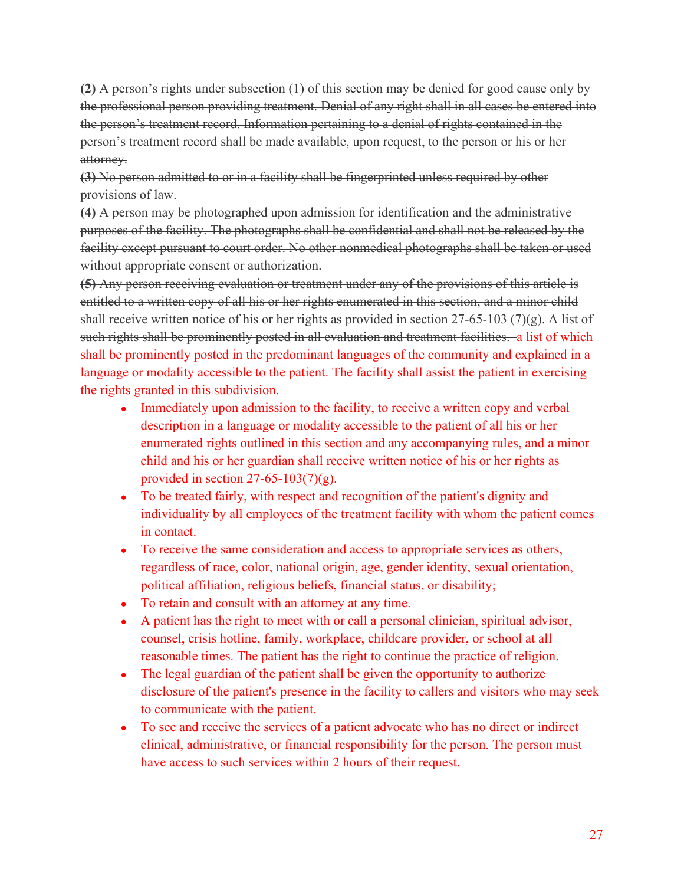~~**(2)** A person's rights under subsection (1) of this section may be denied for good cause only by the professional person providing treatment. Denial of any right shall in all cases be entered into the person's treatment record. Information pertaining to a denial of rights contained in the person's treatment record shall be made available, upon request, to the person or his or her attorney.~~

~~**(3)** No person admitted to or in a facility shall be fingerprinted unless required by other provisions of law.~~

~~**(4)** A person may be photographed upon admission for identification and the administrative purposes of the facility. The photographs shall be confidential and shall not be released by the facility except pursuant to court order. No other nonmedical photographs shall be taken or used without appropriate consent or authorization.~~

~~**(5)** Any person receiving evaluation or treatment under any of the provisions of this article is entitled to a written copy of all his or her rights enumerated in this section, and a minor child shall receive written notice of his or her rights as provided in section 27-65-103 (7)(g). A list of such rights shall be prominently posted in all evaluation and treatment facilities.~~ a list of which shall be prominently posted in the predominant languages of the community and explained in a language or modality accessible to the patient. The facility shall assist the patient in exercising the rights granted in this subdivision.

- Immediately upon admission to the facility, to receive a written copy and verbal description in a language or modality accessible to the patient of all his or her enumerated rights outlined in this section and any accompanying rules, and a minor child and his or her guardian shall receive written notice of his or her rights as provided in section 27-65-103(7)(g).
- To be treated fairly, with respect and recognition of the patient's dignity and individuality by all employees of the treatment facility with whom the patient comes in contact.
- To receive the same consideration and access to appropriate services as others, regardless of race, color, national origin, age, gender identity, sexual orientation, political affiliation, religious beliefs, financial status, or disability;
- To retain and consult with an attorney at any time.
- A patient has the right to meet with or call a personal clinician, spiritual advisor, counsel, crisis hotline, family, workplace, childcare provider, or school at all reasonable times. The patient has the right to continue the practice of religion.
- The legal guardian of the patient shall be given the opportunity to authorize disclosure of the patient's presence in the facility to callers and visitors who may seek to communicate with the patient.
- To see and receive the services of a patient advocate who has no direct or indirect clinical, administrative, or financial responsibility for the person. The person must have access to such services within 2 hours of their request.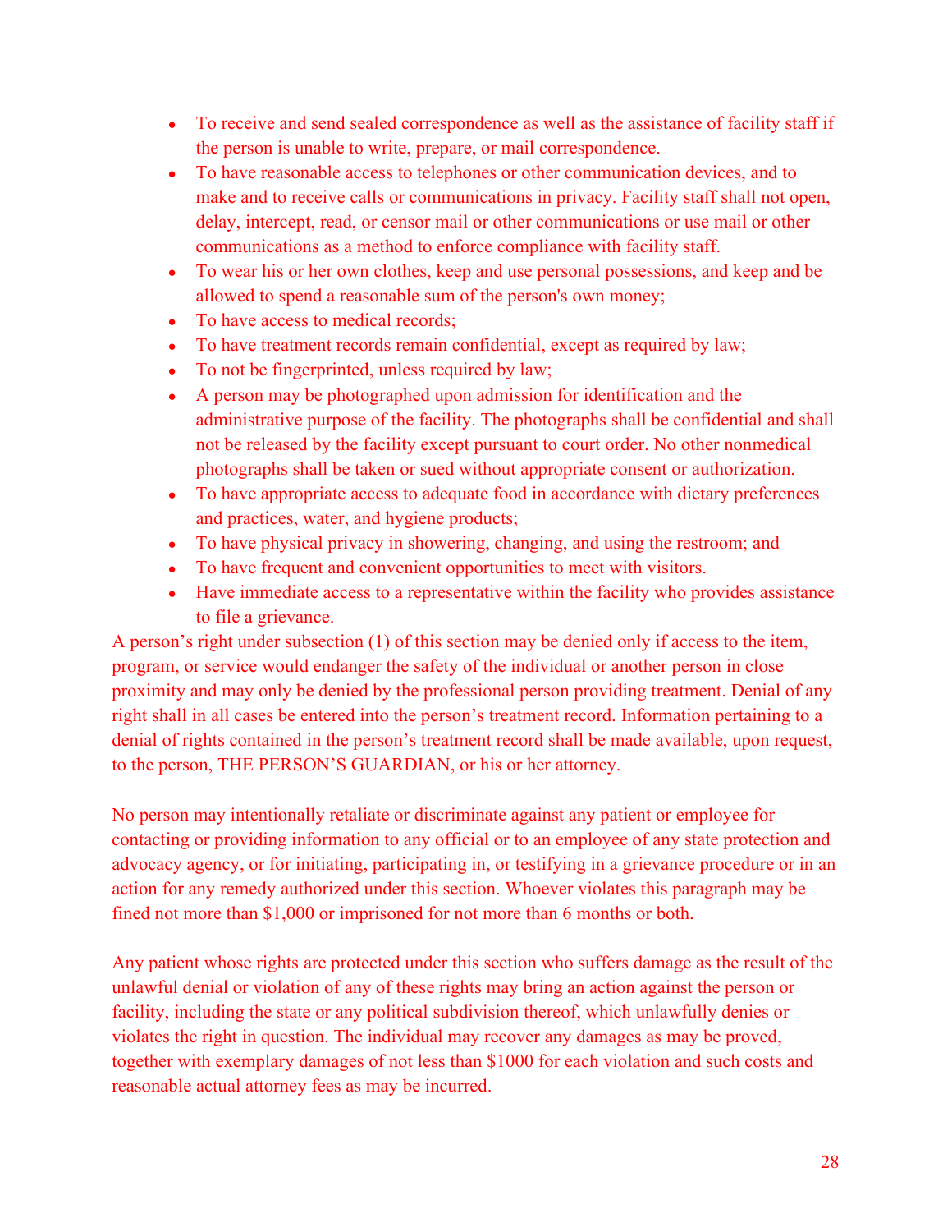- To receive and send sealed correspondence as well as the assistance of facility staff if the person is unable to write, prepare, or mail correspondence.
- To have reasonable access to telephones or other communication devices, and to make and to receive calls or communications in privacy. Facility staff shall not open, delay, intercept, read, or censor mail or other communications or use mail or other communications as a method to enforce compliance with facility staff.
- To wear his or her own clothes, keep and use personal possessions, and keep and be allowed to spend a reasonable sum of the person's own money;
- To have access to medical records;
- To have treatment records remain confidential, except as required by law;
- To not be fingerprinted, unless required by law;
- A person may be photographed upon admission for identification and the administrative purpose of the facility. The photographs shall be confidential and shall not be released by the facility except pursuant to court order. No other nonmedical photographs shall be taken or sued without appropriate consent or authorization.
- To have appropriate access to adequate food in accordance with dietary preferences and practices, water, and hygiene products;
- To have physical privacy in showering, changing, and using the restroom; and
- To have frequent and convenient opportunities to meet with visitors.
- Have immediate access to a representative within the facility who provides assistance to file a grievance.

A person's right under subsection (1) of this section may be denied only if access to the item, program, or service would endanger the safety of the individual or another person in close proximity and may only be denied by the professional person providing treatment. Denial of any right shall in all cases be entered into the person's treatment record. Information pertaining to a denial of rights contained in the person's treatment record shall be made available, upon request, to the person, THE PERSON'S GUARDIAN, or his or her attorney.

No person may intentionally retaliate or discriminate against any patient or employee for contacting or providing information to any official or to an employee of any state protection and advocacy agency, or for initiating, participating in, or testifying in a grievance procedure or in an action for any remedy authorized under this section. Whoever violates this paragraph may be fined not more than $1,000 or imprisoned for not more than 6 months or both.

Any patient whose rights are protected under this section who suffers damage as the result of the unlawful denial or violation of any of these rights may bring an action against the person or facility, including the state or any political subdivision thereof, which unlawfully denies or violates the right in question. The individual may recover any damages as may be proved, together with exemplary damages of not less than $1000 for each violation and such costs and reasonable actual attorney fees as may be incurred.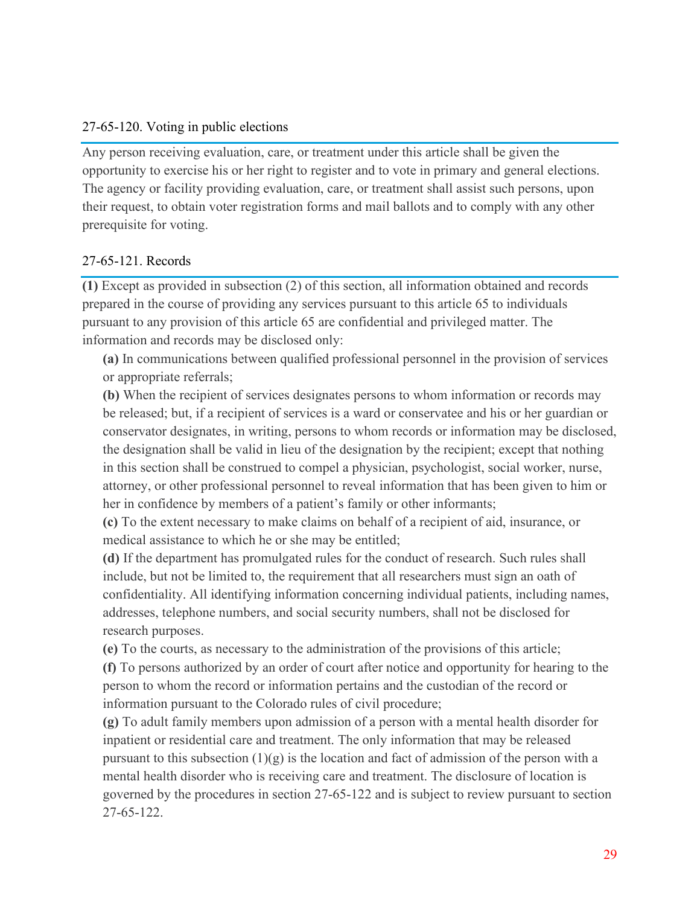### 27-65-120. Voting in public elections

Any person receiving evaluation, care, or treatment under this article shall be given the opportunity to exercise his or her right to register and to vote in primary and general elections. The agency or facility providing evaluation, care, or treatment shall assist such persons, upon their request, to obtain voter registration forms and mail ballots and to comply with any other prerequisite for voting.

### 27-65-121. Records

**(1)** Except as provided in subsection (2) of this section, all information obtained and records prepared in the course of providing any services pursuant to this article 65 to individuals pursuant to any provision of this article 65 are confidential and privileged matter. The information and records may be disclosed only:

**(a)** In communications between qualified professional personnel in the provision of services or appropriate referrals;

**(b)** When the recipient of services designates persons to whom information or records may be released; but, if a recipient of services is a ward or conservatee and his or her guardian or conservator designates, in writing, persons to whom records or information may be disclosed, the designation shall be valid in lieu of the designation by the recipient; except that nothing in this section shall be construed to compel a physician, psychologist, social worker, nurse, attorney, or other professional personnel to reveal information that has been given to him or her in confidence by members of a patient's family or other informants;

**(c)** To the extent necessary to make claims on behalf of a recipient of aid, insurance, or medical assistance to which he or she may be entitled;

**(d)** If the department has promulgated rules for the conduct of research. Such rules shall include, but not be limited to, the requirement that all researchers must sign an oath of confidentiality. All identifying information concerning individual patients, including names, addresses, telephone numbers, and social security numbers, shall not be disclosed for research purposes.

**(e)** To the courts, as necessary to the administration of the provisions of this article;

**(f)** To persons authorized by an order of court after notice and opportunity for hearing to the person to whom the record or information pertains and the custodian of the record or information pursuant to the Colorado rules of civil procedure;

**(g)** To adult family members upon admission of a person with a mental health disorder for inpatient or residential care and treatment. The only information that may be released pursuant to this subsection (1)(g) is the location and fact of admission of the person with a mental health disorder who is receiving care and treatment. The disclosure of location is governed by the procedures in section 27-65-122 and is subject to review pursuant to section 27-65-122.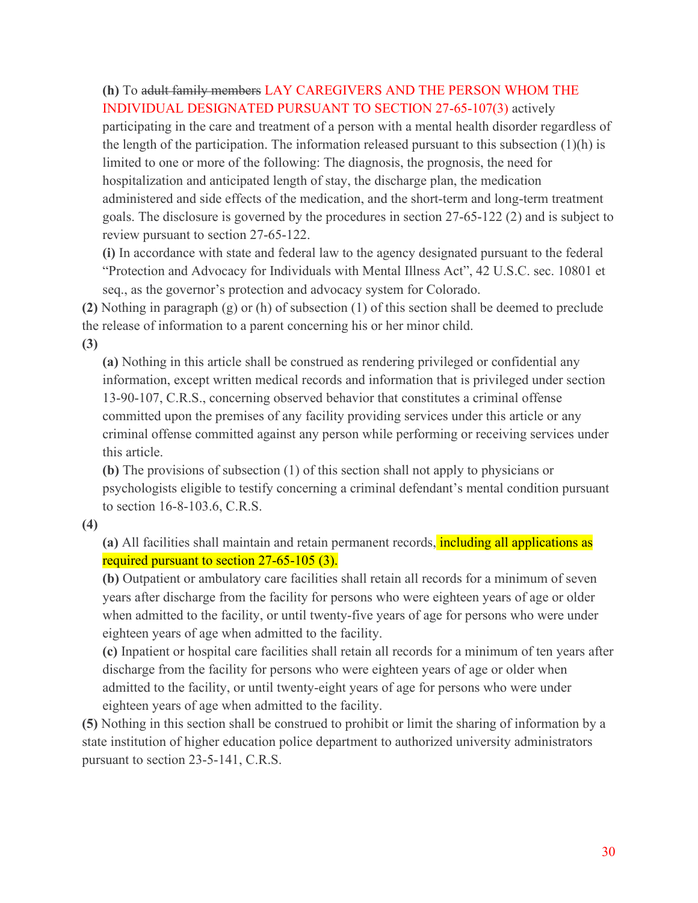**(h)** To ~~adult family members~~ LAY CAREGIVERS AND THE PERSON WHOM THE INDIVIDUAL DESIGNATED PURSUANT TO SECTION 27-65-107(3) actively participating in the care and treatment of a person with a mental health disorder regardless of the length of the participation. The information released pursuant to this subsection (1)(h) is limited to one or more of the following: The diagnosis, the prognosis, the need for hospitalization and anticipated length of stay, the discharge plan, the medication administered and side effects of the medication, and the short-term and long-term treatment goals. The disclosure is governed by the procedures in section 27-65-122 (2) and is subject to review pursuant to section 27-65-122.

**(i)** In accordance with state and federal law to the agency designated pursuant to the federal "Protection and Advocacy for Individuals with Mental Illness Act", 42 U.S.C. sec. 10801 et seq., as the governor's protection and advocacy system for Colorado.

**(2)** Nothing in paragraph (g) or (h) of subsection (1) of this section shall be deemed to preclude the release of information to a parent concerning his or her minor child.

**(3)**

**(a)** Nothing in this article shall be construed as rendering privileged or confidential any information, except written medical records and information that is privileged under section 13-90-107, C.R.S., concerning observed behavior that constitutes a criminal offense committed upon the premises of any facility providing services under this article or any criminal offense committed against any person while performing or receiving services under this article.

**(b)** The provisions of subsection (1) of this section shall not apply to physicians or psychologists eligible to testify concerning a criminal defendant's mental condition pursuant to section 16-8-103.6, C.R.S.

**(4)**

**(a)** All facilities shall maintain and retain permanent records, including all applications as required pursuant to section 27-65-105 (3).

**(b)** Outpatient or ambulatory care facilities shall retain all records for a minimum of seven years after discharge from the facility for persons who were eighteen years of age or older when admitted to the facility, or until twenty-five years of age for persons who were under eighteen years of age when admitted to the facility.

**(c)** Inpatient or hospital care facilities shall retain all records for a minimum of ten years after discharge from the facility for persons who were eighteen years of age or older when admitted to the facility, or until twenty-eight years of age for persons who were under eighteen years of age when admitted to the facility.

**(5)** Nothing in this section shall be construed to prohibit or limit the sharing of information by a state institution of higher education police department to authorized university administrators pursuant to section 23-5-141, C.R.S.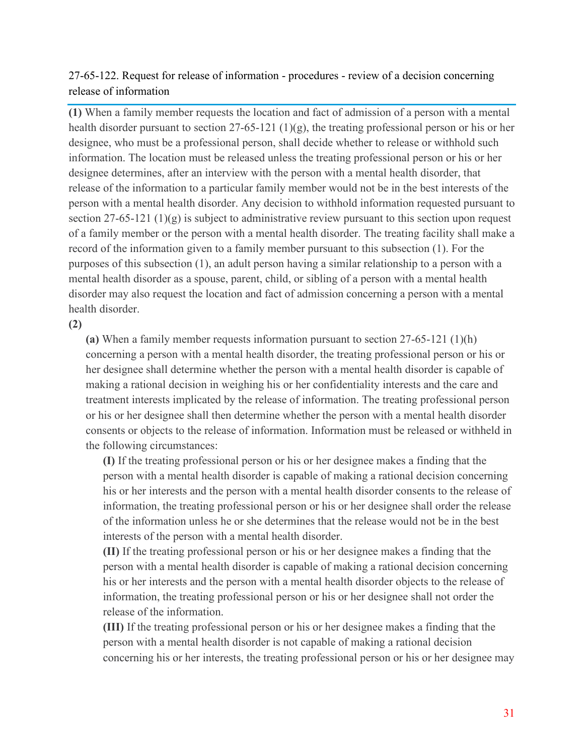## 27-65-122. Request for release of information - procedures - review of a decision concerning release of information

**(1)** When a family member requests the location and fact of admission of a person with a mental health disorder pursuant to section 27-65-121 (1)(g), the treating professional person or his or her designee, who must be a professional person, shall decide whether to release or withhold such information. The location must be released unless the treating professional person or his or her designee determines, after an interview with the person with a mental health disorder, that release of the information to a particular family member would not be in the best interests of the person with a mental health disorder. Any decision to withhold information requested pursuant to section 27-65-121 (1)(g) is subject to administrative review pursuant to this section upon request of a family member or the person with a mental health disorder. The treating facility shall make a record of the information given to a family member pursuant to this subsection (1). For the purposes of this subsection (1), an adult person having a similar relationship to a person with a mental health disorder as a spouse, parent, child, or sibling of a person with a mental health disorder may also request the location and fact of admission concerning a person with a mental health disorder.

**(2)**

**(a)** When a family member requests information pursuant to section 27-65-121 (1)(h) concerning a person with a mental health disorder, the treating professional person or his or her designee shall determine whether the person with a mental health disorder is capable of making a rational decision in weighing his or her confidentiality interests and the care and treatment interests implicated by the release of information. The treating professional person or his or her designee shall then determine whether the person with a mental health disorder consents or objects to the release of information. Information must be released or withheld in the following circumstances:

**(I)** If the treating professional person or his or her designee makes a finding that the person with a mental health disorder is capable of making a rational decision concerning his or her interests and the person with a mental health disorder consents to the release of information, the treating professional person or his or her designee shall order the release of the information unless he or she determines that the release would not be in the best interests of the person with a mental health disorder.

**(II)** If the treating professional person or his or her designee makes a finding that the person with a mental health disorder is capable of making a rational decision concerning his or her interests and the person with a mental health disorder objects to the release of information, the treating professional person or his or her designee shall not order the release of the information.

**(III)** If the treating professional person or his or her designee makes a finding that the person with a mental health disorder is not capable of making a rational decision concerning his or her interests, the treating professional person or his or her designee may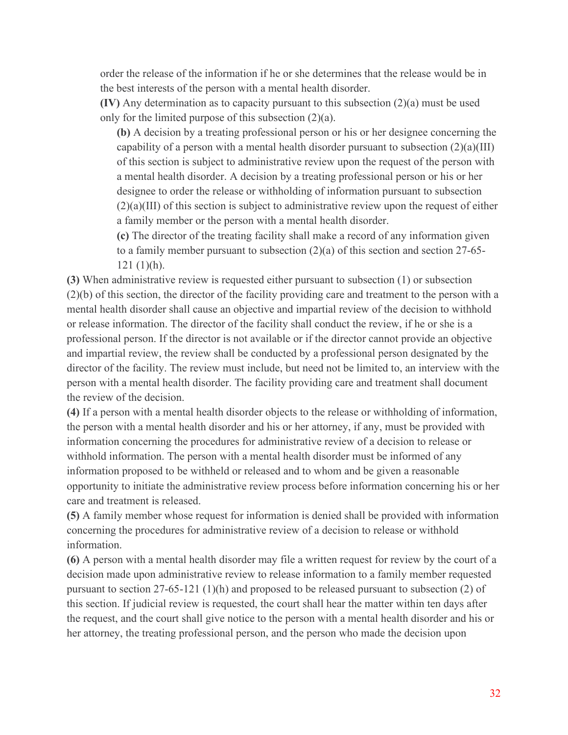order the release of the information if he or she determines that the release would be in the best interests of the person with a mental health disorder.

**(IV)** Any determination as to capacity pursuant to this subsection (2)(a) must be used only for the limited purpose of this subsection (2)(a).

**(b)** A decision by a treating professional person or his or her designee concerning the capability of a person with a mental health disorder pursuant to subsection (2)(a)(III) of this section is subject to administrative review upon the request of the person with a mental health disorder. A decision by a treating professional person or his or her designee to order the release or withholding of information pursuant to subsection (2)(a)(III) of this section is subject to administrative review upon the request of either a family member or the person with a mental health disorder.

**(c)** The director of the treating facility shall make a record of any information given to a family member pursuant to subsection (2)(a) of this section and section 27-65-121 (1)(h).

**(3)** When administrative review is requested either pursuant to subsection (1) or subsection (2)(b) of this section, the director of the facility providing care and treatment to the person with a mental health disorder shall cause an objective and impartial review of the decision to withhold or release information. The director of the facility shall conduct the review, if he or she is a professional person. If the director is not available or if the director cannot provide an objective and impartial review, the review shall be conducted by a professional person designated by the director of the facility. The review must include, but need not be limited to, an interview with the person with a mental health disorder. The facility providing care and treatment shall document the review of the decision.

**(4)** If a person with a mental health disorder objects to the release or withholding of information, the person with a mental health disorder and his or her attorney, if any, must be provided with information concerning the procedures for administrative review of a decision to release or withhold information. The person with a mental health disorder must be informed of any information proposed to be withheld or released and to whom and be given a reasonable opportunity to initiate the administrative review process before information concerning his or her care and treatment is released.

**(5)** A family member whose request for information is denied shall be provided with information concerning the procedures for administrative review of a decision to release or withhold information.

**(6)** A person with a mental health disorder may file a written request for review by the court of a decision made upon administrative review to release information to a family member requested pursuant to section 27-65-121 (1)(h) and proposed to be released pursuant to subsection (2) of this section. If judicial review is requested, the court shall hear the matter within ten days after the request, and the court shall give notice to the person with a mental health disorder and his or her attorney, the treating professional person, and the person who made the decision upon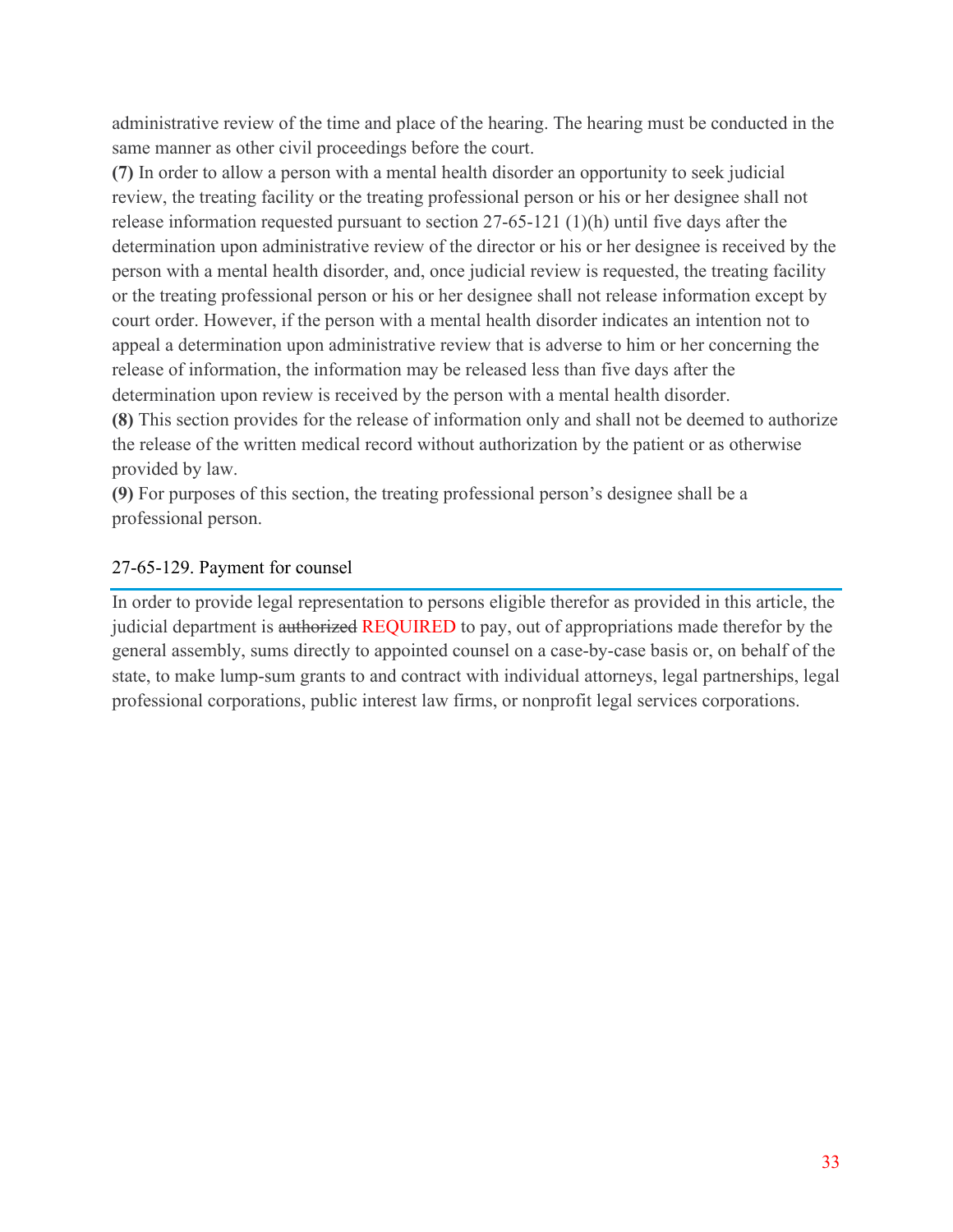administrative review of the time and place of the hearing. The hearing must be conducted in the same manner as other civil proceedings before the court.

**(7)** In order to allow a person with a mental health disorder an opportunity to seek judicial review, the treating facility or the treating professional person or his or her designee shall not release information requested pursuant to section 27-65-121 (1)(h) until five days after the determination upon administrative review of the director or his or her designee is received by the person with a mental health disorder, and, once judicial review is requested, the treating facility or the treating professional person or his or her designee shall not release information except by court order. However, if the person with a mental health disorder indicates an intention not to appeal a determination upon administrative review that is adverse to him or her concerning the release of information, the information may be released less than five days after the determination upon review is received by the person with a mental health disorder.

**(8)** This section provides for the release of information only and shall not be deemed to authorize the release of the written medical record without authorization by the patient or as otherwise provided by law.

**(9)** For purposes of this section, the treating professional person's designee shall be a professional person.

## 27-65-129. Payment for counsel

In order to provide legal representation to persons eligible therefor as provided in this article, the judicial department is ~~authorized~~ REQUIRED to pay, out of appropriations made therefor by the general assembly, sums directly to appointed counsel on a case-by-case basis or, on behalf of the state, to make lump-sum grants to and contract with individual attorneys, legal partnerships, legal professional corporations, public interest law firms, or nonprofit legal services corporations.